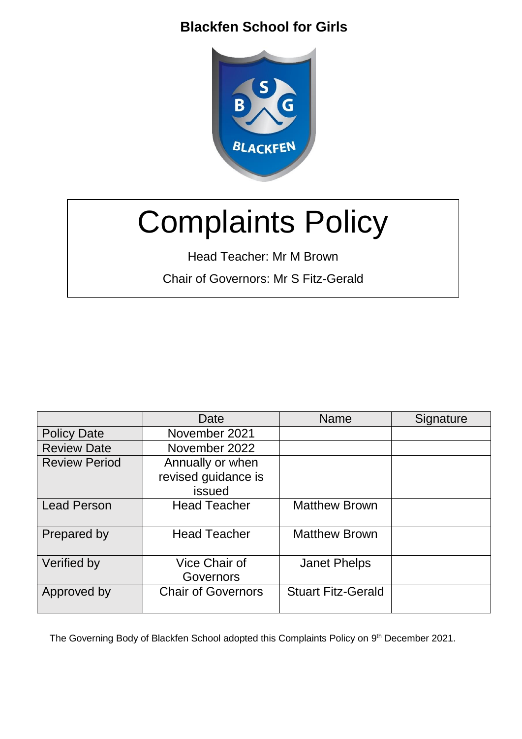**Blackfen School for Girls**

# Complaints Policy

Head Teacher: Mr M Brown

Chair of Governors: Mr S Fitz-Gerald

| | Date | Name | Signature |
|---|---|---|---|
| Policy Date | November 2021 | | |
| Review Date | November 2022 | | |
| Review Period | Annually or when revised guidance is issued | | |
| Lead Person | Head Teacher | Matthew Brown | |
| Prepared by | Head Teacher | Matthew Brown | |
| Verified by | Vice Chair of Governors | Janet Phelps | |
| Approved by | Chair of Governors | Stuart Fitz-Gerald | |

The Governing Body of Blackfen School adopted this Complaints Policy on 9th December 2021.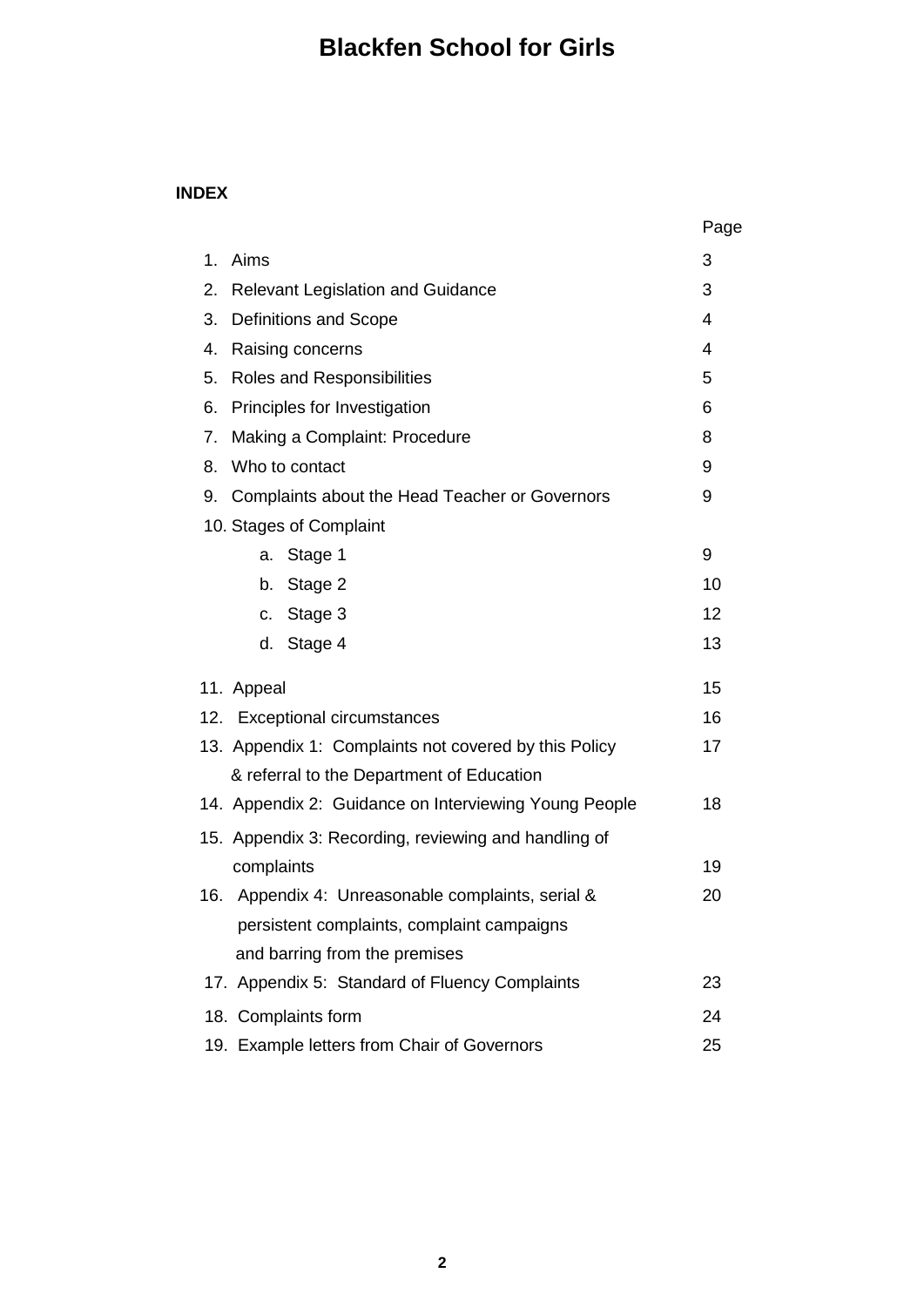# Blackfen School for Girls

**INDEX**

| | | Page |
|---|---|---|
| 1. | Aims | 3 |
| 2. | Relevant Legislation and Guidance | 3 |
| 3. | Definitions and Scope | 4 |
| 4. | Raising concerns | 4 |
| 5. | Roles and Responsibilities | 5 |
| 6. | Principles for Investigation | 6 |
| 7. | Making a Complaint: Procedure | 8 |
| 8. | Who to contact | 9 |
| 9. | Complaints about the Head Teacher or Governors | 9 |
| 10. | Stages of Complaint | |
| | a. Stage 1 | 9 |
| | b. Stage 2 | 10 |
| | c. Stage 3 | 12 |
| | d. Stage 4 | 13 |
| 11. | Appeal | 15 |
| 12. | Exceptional circumstances | 16 |
| 13. | Appendix 1: Complaints not covered by this Policy & referral to the Department of Education | 17 |
| 14. | Appendix 2: Guidance on Interviewing Young People | 18 |
| 15. | Appendix 3: Recording, reviewing and handling of complaints | 19 |
| 16. | Appendix 4: Unreasonable complaints, serial & persistent complaints, complaint campaigns and barring from the premises | 20 |
| 17. | Appendix 5: Standard of Fluency Complaints | 23 |
| 18. | Complaints form | 24 |
| 19. | Example letters from Chair of Governors | 25 |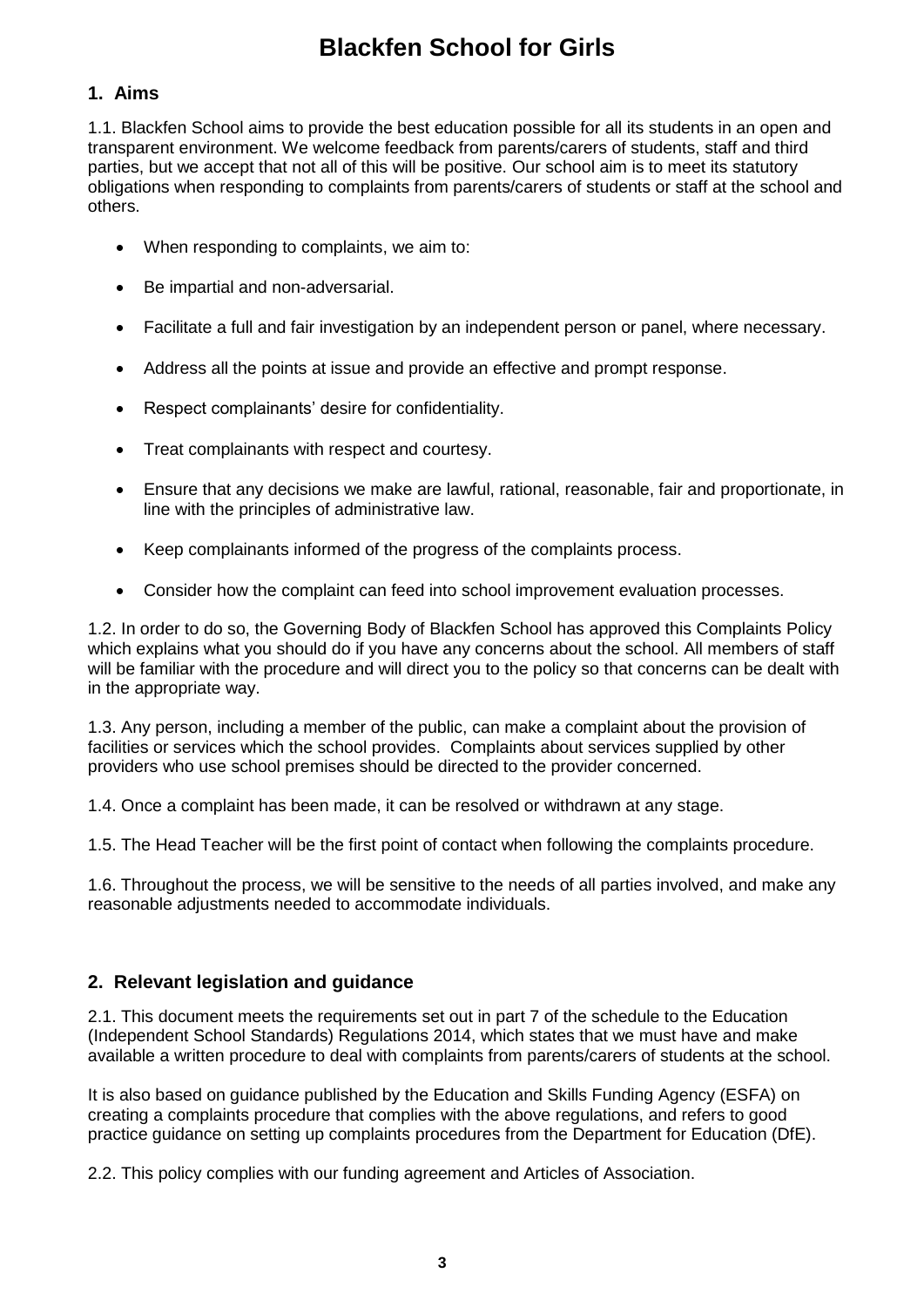# Blackfen School for Girls

## 1. Aims

1.1. Blackfen School aims to provide the best education possible for all its students in an open and transparent environment. We welcome feedback from parents/carers of students, staff and third parties, but we accept that not all of this will be positive. Our school aim is to meet its statutory obligations when responding to complaints from parents/carers of students or staff at the school and others.

- When responding to complaints, we aim to:
- Be impartial and non-adversarial.
- Facilitate a full and fair investigation by an independent person or panel, where necessary.
- Address all the points at issue and provide an effective and prompt response.
- Respect complainants' desire for confidentiality.
- Treat complainants with respect and courtesy.
- Ensure that any decisions we make are lawful, rational, reasonable, fair and proportionate, in line with the principles of administrative law.
- Keep complainants informed of the progress of the complaints process.
- Consider how the complaint can feed into school improvement evaluation processes.

1.2. In order to do so, the Governing Body of Blackfen School has approved this Complaints Policy which explains what you should do if you have any concerns about the school. All members of staff will be familiar with the procedure and will direct you to the policy so that concerns can be dealt with in the appropriate way.

1.3. Any person, including a member of the public, can make a complaint about the provision of facilities or services which the school provides. Complaints about services supplied by other providers who use school premises should be directed to the provider concerned.

1.4. Once a complaint has been made, it can be resolved or withdrawn at any stage.

1.5. The Head Teacher will be the first point of contact when following the complaints procedure.

1.6. Throughout the process, we will be sensitive to the needs of all parties involved, and make any reasonable adjustments needed to accommodate individuals.

## 2. Relevant legislation and guidance

2.1. This document meets the requirements set out in part 7 of the schedule to the Education (Independent School Standards) Regulations 2014, which states that we must have and make available a written procedure to deal with complaints from parents/carers of students at the school.

It is also based on guidance published by the Education and Skills Funding Agency (ESFA) on creating a complaints procedure that complies with the above regulations, and refers to good practice guidance on setting up complaints procedures from the Department for Education (DfE).

2.2. This policy complies with our funding agreement and Articles of Association.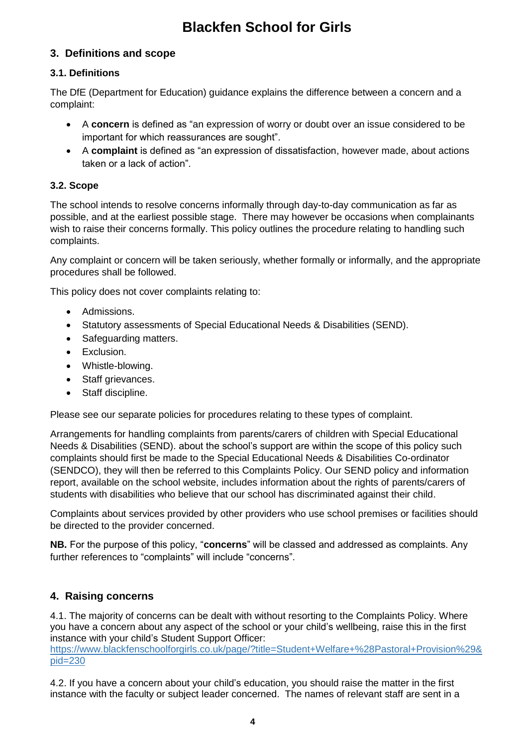## 3. Definitions and scope

### 3.1. Definitions

The DfE (Department for Education) guidance explains the difference between a concern and a complaint:

- A **concern** is defined as "an expression of worry or doubt over an issue considered to be important for which reassurances are sought".
- A **complaint** is defined as "an expression of dissatisfaction, however made, about actions taken or a lack of action".

### 3.2. Scope

The school intends to resolve concerns informally through day-to-day communication as far as possible, and at the earliest possible stage. There may however be occasions when complainants wish to raise their concerns formally. This policy outlines the procedure relating to handling such complaints.

Any complaint or concern will be taken seriously, whether formally or informally, and the appropriate procedures shall be followed.

This policy does not cover complaints relating to:

- Admissions.
- Statutory assessments of Special Educational Needs & Disabilities (SEND).
- Safeguarding matters.
- Exclusion.
- Whistle-blowing.
- Staff grievances.
- Staff discipline.

Please see our separate policies for procedures relating to these types of complaint.

Arrangements for handling complaints from parents/carers of children with Special Educational Needs & Disabilities (SEND). about the school's support are within the scope of this policy such complaints should first be made to the Special Educational Needs & Disabilities Co-ordinator (SENDCO), they will then be referred to this Complaints Policy. Our SEND policy and information report, available on the school website, includes information about the rights of parents/carers of students with disabilities who believe that our school has discriminated against their child.

Complaints about services provided by other providers who use school premises or facilities should be directed to the provider concerned.

**NB.** For the purpose of this policy, "**concerns**" will be classed and addressed as complaints. Any further references to "complaints" will include "concerns".

## 4. Raising concerns

4.1. The majority of concerns can be dealt with without resorting to the Complaints Policy. Where you have a concern about any aspect of the school or your child's wellbeing, raise this in the first instance with your child's Student Support Officer: https://www.blackfenschoolforgirls.co.uk/page/?title=Student+Welfare+%28Pastoral+Provision%29&pid=230

4.2. If you have a concern about your child's education, you should raise the matter in the first instance with the faculty or subject leader concerned. The names of relevant staff are sent in a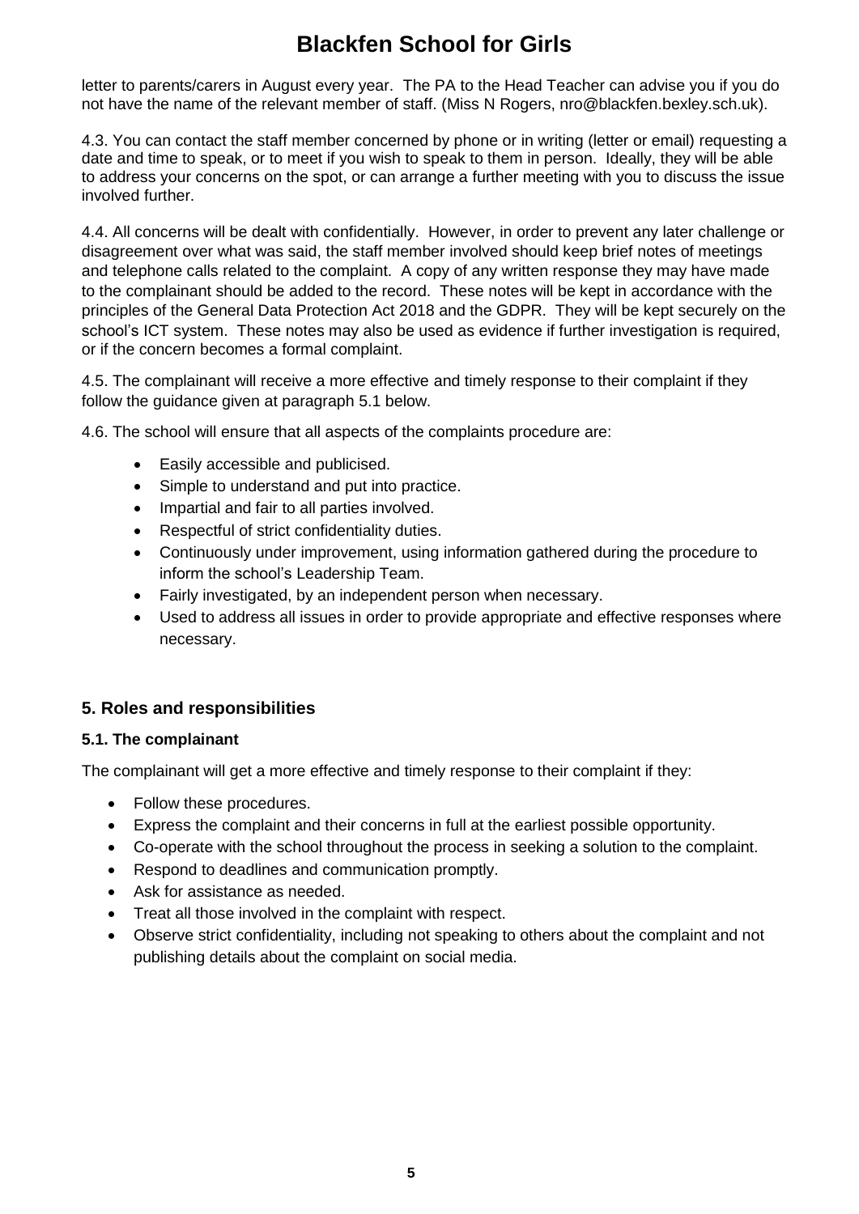letter to parents/carers in August every year. The PA to the Head Teacher can advise you if you do not have the name of the relevant member of staff. (Miss N Rogers, nro@blackfen.bexley.sch.uk).

4.3. You can contact the staff member concerned by phone or in writing (letter or email) requesting a date and time to speak, or to meet if you wish to speak to them in person. Ideally, they will be able to address your concerns on the spot, or can arrange a further meeting with you to discuss the issue involved further.

4.4. All concerns will be dealt with confidentially. However, in order to prevent any later challenge or disagreement over what was said, the staff member involved should keep brief notes of meetings and telephone calls related to the complaint. A copy of any written response they may have made to the complainant should be added to the record. These notes will be kept in accordance with the principles of the General Data Protection Act 2018 and the GDPR. They will be kept securely on the school's ICT system. These notes may also be used as evidence if further investigation is required, or if the concern becomes a formal complaint.

4.5. The complainant will receive a more effective and timely response to their complaint if they follow the guidance given at paragraph 5.1 below.

4.6. The school will ensure that all aspects of the complaints procedure are:

- Easily accessible and publicised.
- Simple to understand and put into practice.
- Impartial and fair to all parties involved.
- Respectful of strict confidentiality duties.
- Continuously under improvement, using information gathered during the procedure to inform the school's Leadership Team.
- Fairly investigated, by an independent person when necessary.
- Used to address all issues in order to provide appropriate and effective responses where necessary.

## 5. Roles and responsibilities

### 5.1. The complainant

The complainant will get a more effective and timely response to their complaint if they:

- Follow these procedures.
- Express the complaint and their concerns in full at the earliest possible opportunity.
- Co-operate with the school throughout the process in seeking a solution to the complaint.
- Respond to deadlines and communication promptly.
- Ask for assistance as needed.
- Treat all those involved in the complaint with respect.
- Observe strict confidentiality, including not speaking to others about the complaint and not publishing details about the complaint on social media.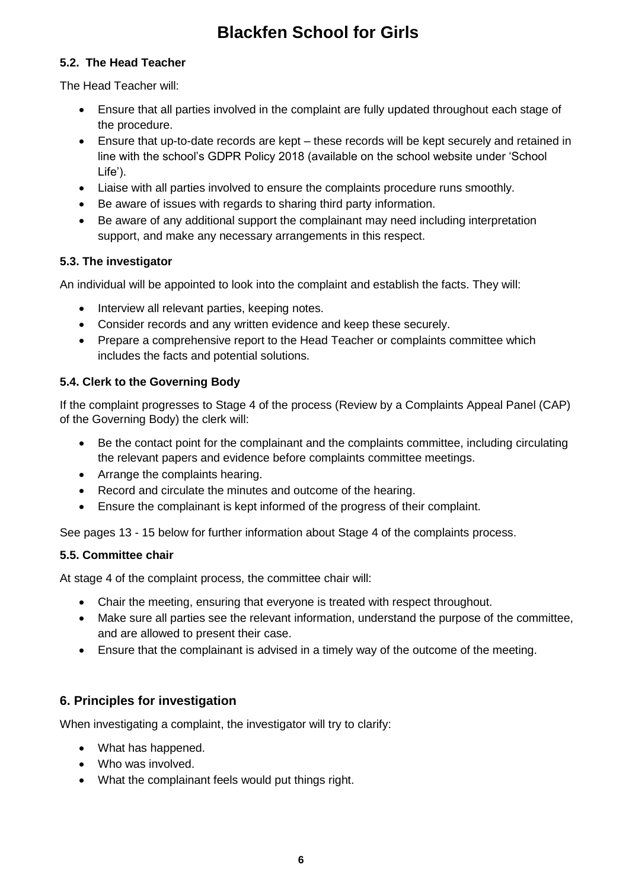### 5.2. The Head Teacher

The Head Teacher will:

- Ensure that all parties involved in the complaint are fully updated throughout each stage of the procedure.
- Ensure that up-to-date records are kept – these records will be kept securely and retained in line with the school's GDPR Policy 2018 (available on the school website under 'School Life').
- Liaise with all parties involved to ensure the complaints procedure runs smoothly.
- Be aware of issues with regards to sharing third party information.
- Be aware of any additional support the complainant may need including interpretation support, and make any necessary arrangements in this respect.

### 5.3. The investigator

An individual will be appointed to look into the complaint and establish the facts. They will:

- Interview all relevant parties, keeping notes.
- Consider records and any written evidence and keep these securely.
- Prepare a comprehensive report to the Head Teacher or complaints committee which includes the facts and potential solutions.

### 5.4. Clerk to the Governing Body

If the complaint progresses to Stage 4 of the process (Review by a Complaints Appeal Panel (CAP) of the Governing Body) the clerk will:

- Be the contact point for the complainant and the complaints committee, including circulating the relevant papers and evidence before complaints committee meetings.
- Arrange the complaints hearing.
- Record and circulate the minutes and outcome of the hearing.
- Ensure the complainant is kept informed of the progress of their complaint.

See pages 13 - 15 below for further information about Stage 4 of the complaints process.

### 5.5. Committee chair

At stage 4 of the complaint process, the committee chair will:

- Chair the meeting, ensuring that everyone is treated with respect throughout.
- Make sure all parties see the relevant information, understand the purpose of the committee, and are allowed to present their case.
- Ensure that the complainant is advised in a timely way of the outcome of the meeting.

## 6. Principles for investigation

When investigating a complaint, the investigator will try to clarify:

- What has happened.
- Who was involved.
- What the complainant feels would put things right.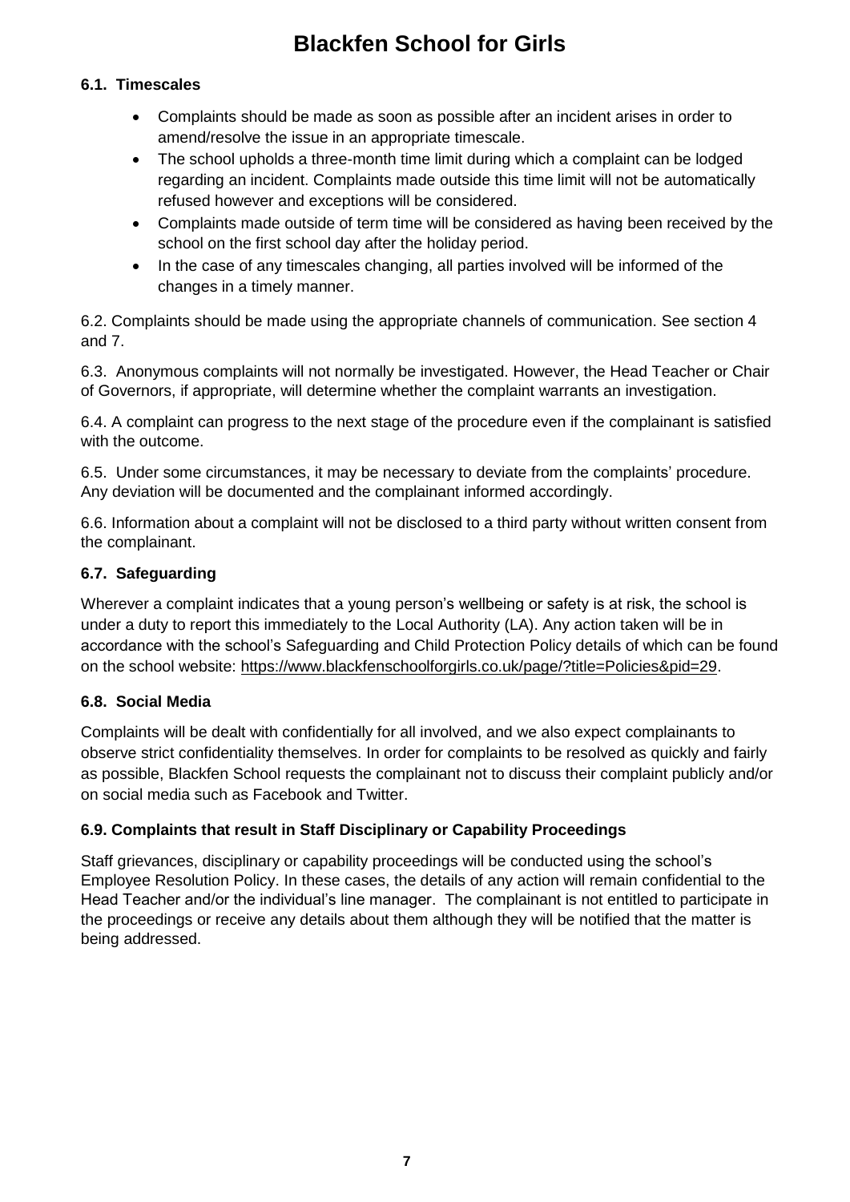#### 6.1. Timescales

- Complaints should be made as soon as possible after an incident arises in order to amend/resolve the issue in an appropriate timescale.
- The school upholds a three-month time limit during which a complaint can be lodged regarding an incident. Complaints made outside this time limit will not be automatically refused however and exceptions will be considered.
- Complaints made outside of term time will be considered as having been received by the school on the first school day after the holiday period.
- In the case of any timescales changing, all parties involved will be informed of the changes in a timely manner.

6.2. Complaints should be made using the appropriate channels of communication. See section 4 and 7.

6.3. Anonymous complaints will not normally be investigated. However, the Head Teacher or Chair of Governors, if appropriate, will determine whether the complaint warrants an investigation.

6.4. A complaint can progress to the next stage of the procedure even if the complainant is satisfied with the outcome.

6.5. Under some circumstances, it may be necessary to deviate from the complaints' procedure. Any deviation will be documented and the complainant informed accordingly.

6.6. Information about a complaint will not be disclosed to a third party without written consent from the complainant.

#### 6.7. Safeguarding

Wherever a complaint indicates that a young person's wellbeing or safety is at risk, the school is under a duty to report this immediately to the Local Authority (LA). Any action taken will be in accordance with the school's Safeguarding and Child Protection Policy details of which can be found on the school website: https://www.blackfenschoolforgirls.co.uk/page/?title=Policies&pid=29.

#### 6.8. Social Media

Complaints will be dealt with confidentially for all involved, and we also expect complainants to observe strict confidentiality themselves. In order for complaints to be resolved as quickly and fairly as possible, Blackfen School requests the complainant not to discuss their complaint publicly and/or on social media such as Facebook and Twitter.

#### 6.9. Complaints that result in Staff Disciplinary or Capability Proceedings

Staff grievances, disciplinary or capability proceedings will be conducted using the school's Employee Resolution Policy. In these cases, the details of any action will remain confidential to the Head Teacher and/or the individual's line manager. The complainant is not entitled to participate in the proceedings or receive any details about them although they will be notified that the matter is being addressed.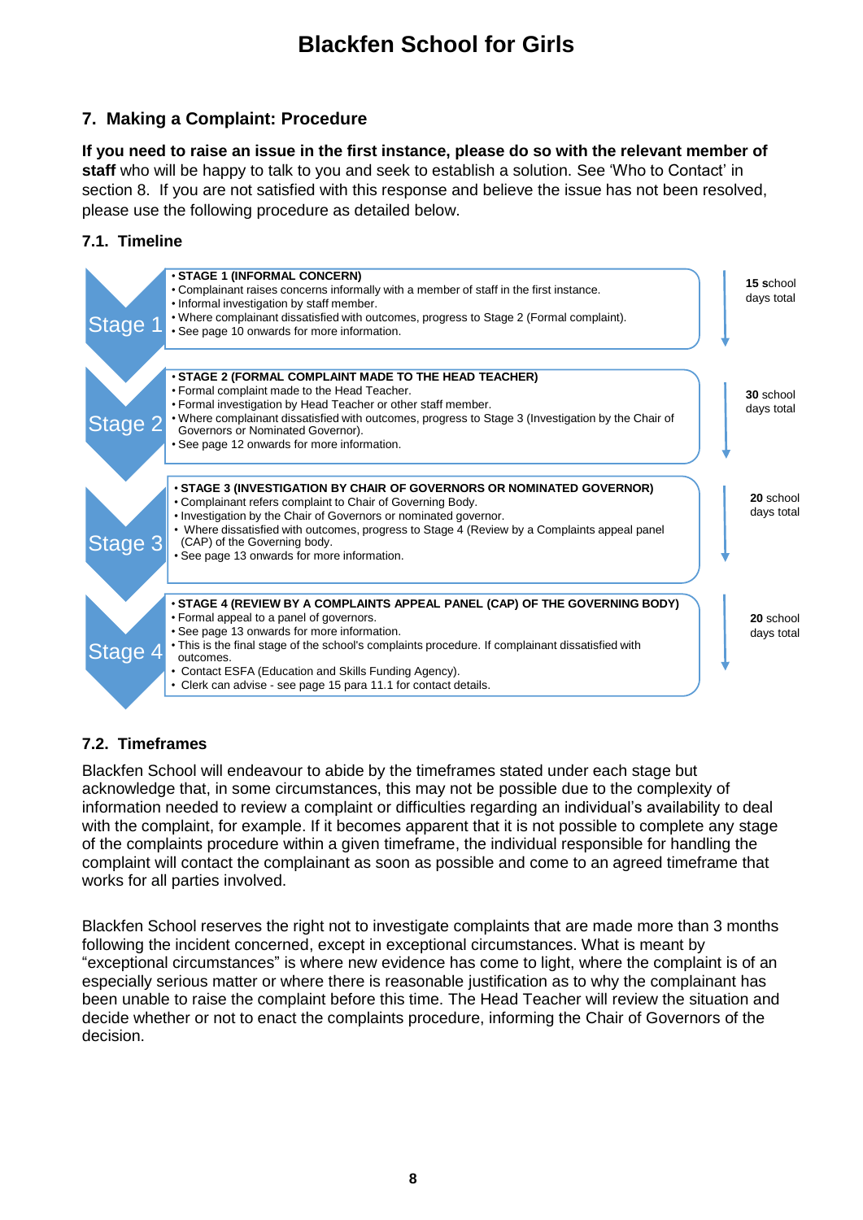## 7. Making a Complaint: Procedure

**If you need to raise an issue in the first instance, please do so with the relevant member of staff** who will be happy to talk to you and seek to establish a solution. See 'Who to Contact' in section 8. If you are not satisfied with this response and believe the issue has not been resolved, please use the following procedure as detailed below.

### 7.1. Timeline

| Stage | Details | Timeframe |
|---|---|---|
| Stage 1 | • **STAGE 1 (INFORMAL CONCERN)**<br>• Complainant raises concerns informally with a member of staff in the first instance.<br>• Informal investigation by staff member.<br>• Where complainant dissatisfied with outcomes, progress to Stage 2 (Formal complaint).<br>• See page 10 onwards for more information. | **15 s**chool days total |
| Stage 2 | • **STAGE 2 (FORMAL COMPLAINT MADE TO THE HEAD TEACHER)**<br>• Formal complaint made to the Head Teacher.<br>• Formal investigation by Head Teacher or other staff member.<br>• Where complainant dissatisfied with outcomes, progress to Stage 3 (Investigation by the Chair of Governors or Nominated Governor).<br>• See page 12 onwards for more information. | **30** school days total |
| Stage 3 | • **STAGE 3 (INVESTIGATION BY CHAIR OF GOVERNORS OR NOMINATED GOVERNOR)**<br>• Complainant refers complaint to Chair of Governing Body.<br>• Investigation by the Chair of Governors or nominated governor.<br>• Where dissatisfied with outcomes, progress to Stage 4 (Review by a Complaints appeal panel (CAP) of the Governing body.<br>• See page 13 onwards for more information. | **20** school days total |
| Stage 4 | • **STAGE 4 (REVIEW BY A COMPLAINTS APPEAL PANEL (CAP) OF THE GOVERNING BODY)**<br>• Formal appeal to a panel of governors.<br>• See page 13 onwards for more information.<br>• This is the final stage of the school's complaints procedure. If complainant dissatisfied with outcomes.<br>• Contact ESFA (Education and Skills Funding Agency).<br>• Clerk can advise - see page 15 para 11.1 for contact details. | **20** school days total |

### 7.2. Timeframes

Blackfen School will endeavour to abide by the timeframes stated under each stage but acknowledge that, in some circumstances, this may not be possible due to the complexity of information needed to review a complaint or difficulties regarding an individual's availability to deal with the complaint, for example. If it becomes apparent that it is not possible to complete any stage of the complaints procedure within a given timeframe, the individual responsible for handling the complaint will contact the complainant as soon as possible and come to an agreed timeframe that works for all parties involved.

Blackfen School reserves the right not to investigate complaints that are made more than 3 months following the incident concerned, except in exceptional circumstances. What is meant by "exceptional circumstances" is where new evidence has come to light, where the complaint is of an especially serious matter or where there is reasonable justification as to why the complainant has been unable to raise the complaint before this time. The Head Teacher will review the situation and decide whether or not to enact the complaints procedure, informing the Chair of Governors of the decision.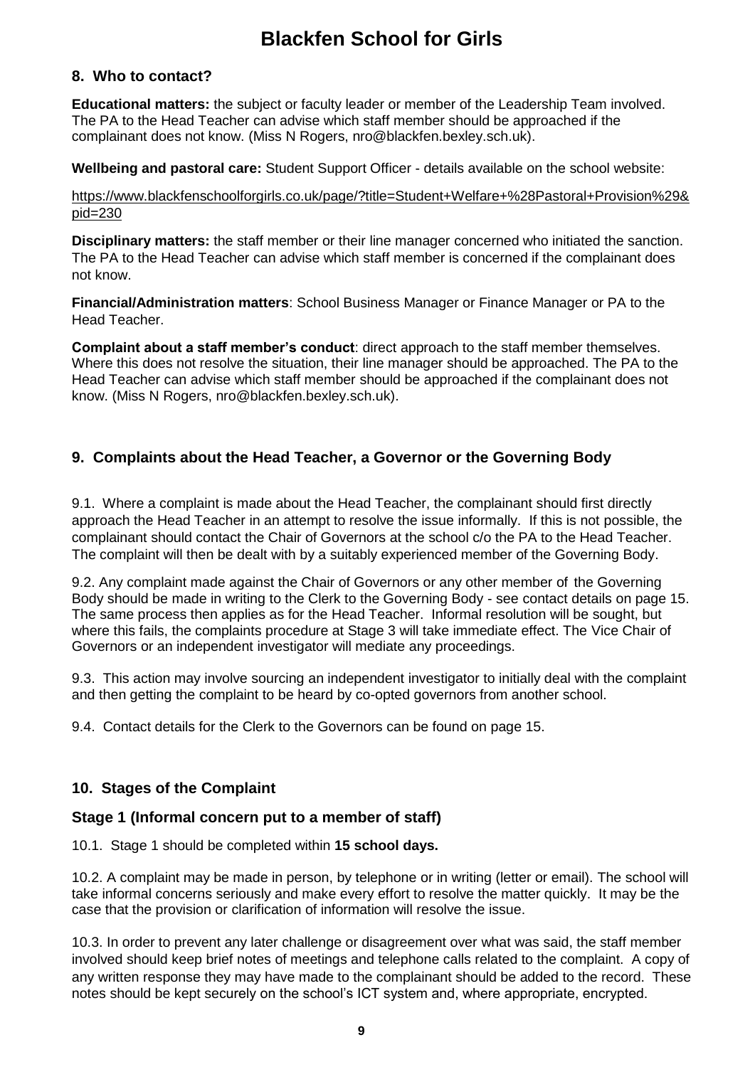## 8. Who to contact?

**Educational matters:** the subject or faculty leader or member of the Leadership Team involved. The PA to the Head Teacher can advise which staff member should be approached if the complainant does not know. (Miss N Rogers, nro@blackfen.bexley.sch.uk).

**Wellbeing and pastoral care:** Student Support Officer - details available on the school website:

https://www.blackfenschoolforgirls.co.uk/page/?title=Student+Welfare+%28Pastoral+Provision%29&pid=230

**Disciplinary matters:** the staff member or their line manager concerned who initiated the sanction. The PA to the Head Teacher can advise which staff member is concerned if the complainant does not know.

**Financial/Administration matters**: School Business Manager or Finance Manager or PA to the Head Teacher.

**Complaint about a staff member's conduct**: direct approach to the staff member themselves. Where this does not resolve the situation, their line manager should be approached. The PA to the Head Teacher can advise which staff member should be approached if the complainant does not know. (Miss N Rogers, nro@blackfen.bexley.sch.uk).

## 9. Complaints about the Head Teacher, a Governor or the Governing Body

9.1. Where a complaint is made about the Head Teacher, the complainant should first directly approach the Head Teacher in an attempt to resolve the issue informally. If this is not possible, the complainant should contact the Chair of Governors at the school c/o the PA to the Head Teacher. The complaint will then be dealt with by a suitably experienced member of the Governing Body.

9.2. Any complaint made against the Chair of Governors or any other member of the Governing Body should be made in writing to the Clerk to the Governing Body - see contact details on page 15. The same process then applies as for the Head Teacher. Informal resolution will be sought, but where this fails, the complaints procedure at Stage 3 will take immediate effect. The Vice Chair of Governors or an independent investigator will mediate any proceedings.

9.3. This action may involve sourcing an independent investigator to initially deal with the complaint and then getting the complaint to be heard by co-opted governors from another school.

9.4. Contact details for the Clerk to the Governors can be found on page 15.

## 10. Stages of the Complaint

### Stage 1 (Informal concern put to a member of staff)

10.1. Stage 1 should be completed within **15 school days.**

10.2. A complaint may be made in person, by telephone or in writing (letter or email). The school will take informal concerns seriously and make every effort to resolve the matter quickly. It may be the case that the provision or clarification of information will resolve the issue.

10.3. In order to prevent any later challenge or disagreement over what was said, the staff member involved should keep brief notes of meetings and telephone calls related to the complaint. A copy of any written response they may have made to the complainant should be added to the record. These notes should be kept securely on the school's ICT system and, where appropriate, encrypted.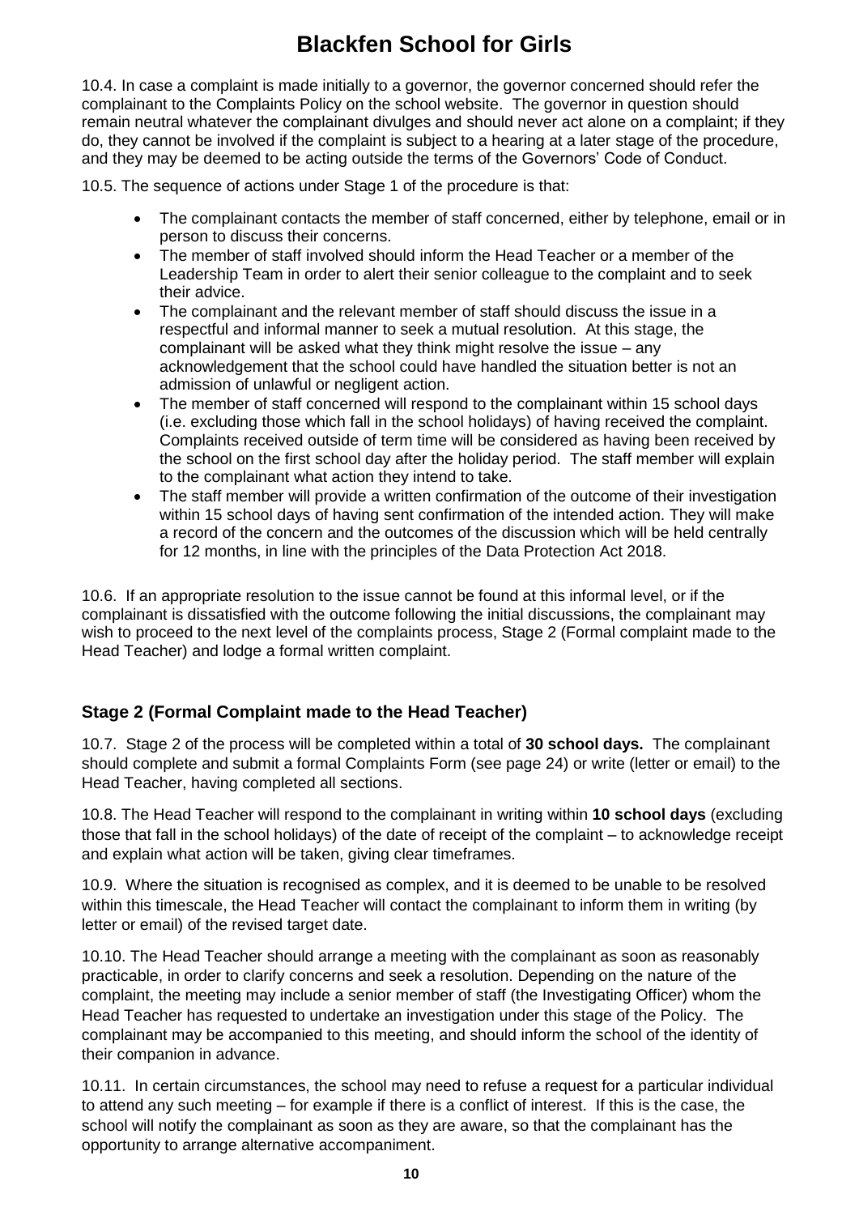10.4. In case a complaint is made initially to a governor, the governor concerned should refer the complainant to the Complaints Policy on the school website. The governor in question should remain neutral whatever the complainant divulges and should never act alone on a complaint; if they do, they cannot be involved if the complaint is subject to a hearing at a later stage of the procedure, and they may be deemed to be acting outside the terms of the Governors' Code of Conduct.

10.5. The sequence of actions under Stage 1 of the procedure is that:

- The complainant contacts the member of staff concerned, either by telephone, email or in person to discuss their concerns.
- The member of staff involved should inform the Head Teacher or a member of the Leadership Team in order to alert their senior colleague to the complaint and to seek their advice.
- The complainant and the relevant member of staff should discuss the issue in a respectful and informal manner to seek a mutual resolution. At this stage, the complainant will be asked what they think might resolve the issue – any acknowledgement that the school could have handled the situation better is not an admission of unlawful or negligent action.
- The member of staff concerned will respond to the complainant within 15 school days (i.e. excluding those which fall in the school holidays) of having received the complaint. Complaints received outside of term time will be considered as having been received by the school on the first school day after the holiday period. The staff member will explain to the complainant what action they intend to take.
- The staff member will provide a written confirmation of the outcome of their investigation within 15 school days of having sent confirmation of the intended action. They will make a record of the concern and the outcomes of the discussion which will be held centrally for 12 months, in line with the principles of the Data Protection Act 2018.

10.6. If an appropriate resolution to the issue cannot be found at this informal level, or if the complainant is dissatisfied with the outcome following the initial discussions, the complainant may wish to proceed to the next level of the complaints process, Stage 2 (Formal complaint made to the Head Teacher) and lodge a formal written complaint.

### Stage 2 (Formal Complaint made to the Head Teacher)

10.7. Stage 2 of the process will be completed within a total of **30 school days.** The complainant should complete and submit a formal Complaints Form (see page 24) or write (letter or email) to the Head Teacher, having completed all sections.

10.8. The Head Teacher will respond to the complainant in writing within **10 school days** (excluding those that fall in the school holidays) of the date of receipt of the complaint – to acknowledge receipt and explain what action will be taken, giving clear timeframes.

10.9. Where the situation is recognised as complex, and it is deemed to be unable to be resolved within this timescale, the Head Teacher will contact the complainant to inform them in writing (by letter or email) of the revised target date.

10.10. The Head Teacher should arrange a meeting with the complainant as soon as reasonably practicable, in order to clarify concerns and seek a resolution. Depending on the nature of the complaint, the meeting may include a senior member of staff (the Investigating Officer) whom the Head Teacher has requested to undertake an investigation under this stage of the Policy. The complainant may be accompanied to this meeting, and should inform the school of the identity of their companion in advance.

10.11. In certain circumstances, the school may need to refuse a request for a particular individual to attend any such meeting – for example if there is a conflict of interest. If this is the case, the school will notify the complainant as soon as they are aware, so that the complainant has the opportunity to arrange alternative accompaniment.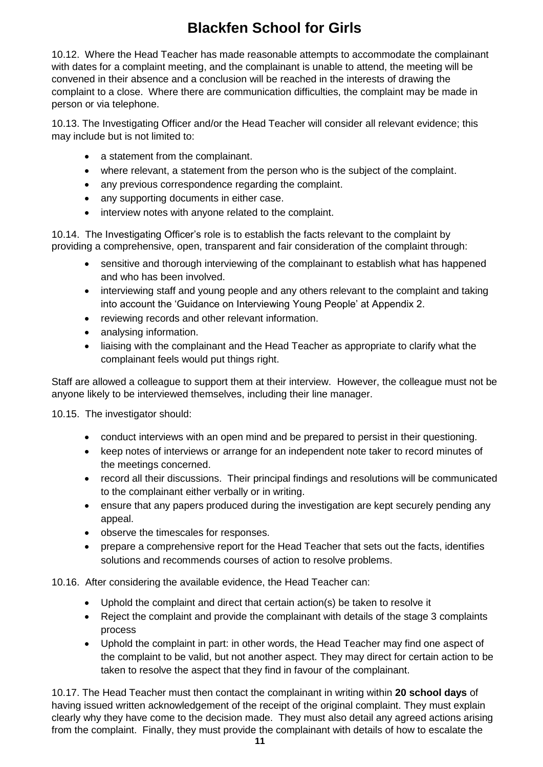10.12. Where the Head Teacher has made reasonable attempts to accommodate the complainant with dates for a complaint meeting, and the complainant is unable to attend, the meeting will be convened in their absence and a conclusion will be reached in the interests of drawing the complaint to a close. Where there are communication difficulties, the complaint may be made in person or via telephone.

10.13. The Investigating Officer and/or the Head Teacher will consider all relevant evidence; this may include but is not limited to:

- a statement from the complainant.
- where relevant, a statement from the person who is the subject of the complaint.
- any previous correspondence regarding the complaint.
- any supporting documents in either case.
- interview notes with anyone related to the complaint.

10.14. The Investigating Officer's role is to establish the facts relevant to the complaint by providing a comprehensive, open, transparent and fair consideration of the complaint through:

- sensitive and thorough interviewing of the complainant to establish what has happened and who has been involved.
- interviewing staff and young people and any others relevant to the complaint and taking into account the 'Guidance on Interviewing Young People' at Appendix 2.
- reviewing records and other relevant information.
- analysing information.
- liaising with the complainant and the Head Teacher as appropriate to clarify what the complainant feels would put things right.

Staff are allowed a colleague to support them at their interview. However, the colleague must not be anyone likely to be interviewed themselves, including their line manager.

10.15. The investigator should:

- conduct interviews with an open mind and be prepared to persist in their questioning.
- keep notes of interviews or arrange for an independent note taker to record minutes of the meetings concerned.
- record all their discussions. Their principal findings and resolutions will be communicated to the complainant either verbally or in writing.
- ensure that any papers produced during the investigation are kept securely pending any appeal.
- observe the timescales for responses.
- prepare a comprehensive report for the Head Teacher that sets out the facts, identifies solutions and recommends courses of action to resolve problems.

10.16. After considering the available evidence, the Head Teacher can:

- Uphold the complaint and direct that certain action(s) be taken to resolve it
- Reject the complaint and provide the complainant with details of the stage 3 complaints process
- Uphold the complaint in part: in other words, the Head Teacher may find one aspect of the complaint to be valid, but not another aspect. They may direct for certain action to be taken to resolve the aspect that they find in favour of the complainant.

10.17. The Head Teacher must then contact the complainant in writing within **20 school days** of having issued written acknowledgement of the receipt of the original complaint. They must explain clearly why they have come to the decision made. They must also detail any agreed actions arising from the complaint. Finally, they must provide the complainant with details of how to escalate the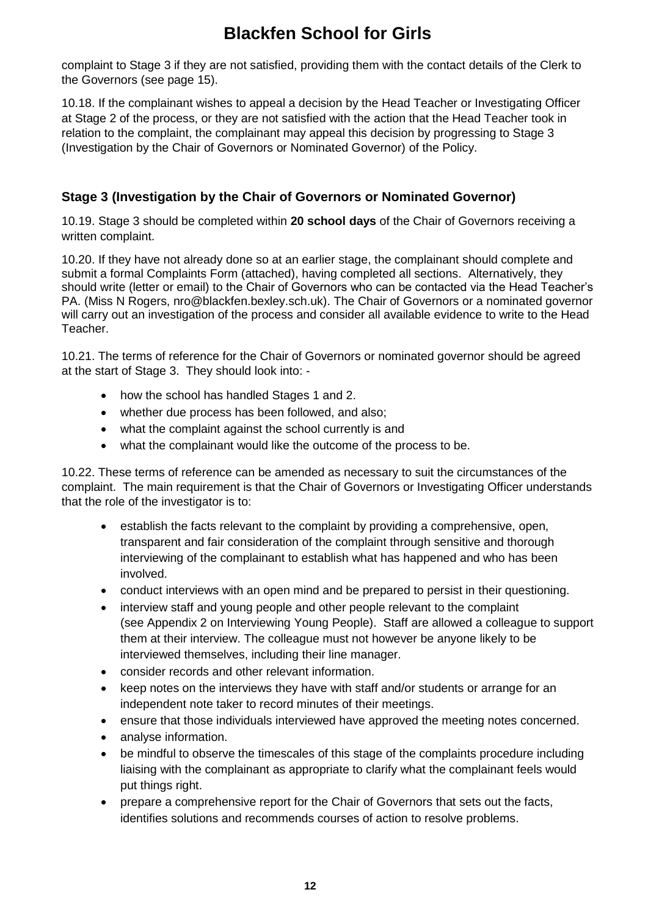complaint to Stage 3 if they are not satisfied, providing them with the contact details of the Clerk to the Governors (see page 15).

10.18. If the complainant wishes to appeal a decision by the Head Teacher or Investigating Officer at Stage 2 of the process, or they are not satisfied with the action that the Head Teacher took in relation to the complaint, the complainant may appeal this decision by progressing to Stage 3 (Investigation by the Chair of Governors or Nominated Governor) of the Policy.

### Stage 3 (Investigation by the Chair of Governors or Nominated Governor)

10.19. Stage 3 should be completed within **20 school days** of the Chair of Governors receiving a written complaint.

10.20. If they have not already done so at an earlier stage, the complainant should complete and submit a formal Complaints Form (attached), having completed all sections. Alternatively, they should write (letter or email) to the Chair of Governors who can be contacted via the Head Teacher's PA. (Miss N Rogers, nro@blackfen.bexley.sch.uk). The Chair of Governors or a nominated governor will carry out an investigation of the process and consider all available evidence to write to the Head Teacher.

10.21. The terms of reference for the Chair of Governors or nominated governor should be agreed at the start of Stage 3. They should look into: -

- how the school has handled Stages 1 and 2.
- whether due process has been followed, and also;
- what the complaint against the school currently is and
- what the complainant would like the outcome of the process to be.

10.22. These terms of reference can be amended as necessary to suit the circumstances of the complaint. The main requirement is that the Chair of Governors or Investigating Officer understands that the role of the investigator is to:

- establish the facts relevant to the complaint by providing a comprehensive, open, transparent and fair consideration of the complaint through sensitive and thorough interviewing of the complainant to establish what has happened and who has been involved.
- conduct interviews with an open mind and be prepared to persist in their questioning.
- interview staff and young people and other people relevant to the complaint (see Appendix 2 on Interviewing Young People). Staff are allowed a colleague to support them at their interview. The colleague must not however be anyone likely to be interviewed themselves, including their line manager.
- consider records and other relevant information.
- keep notes on the interviews they have with staff and/or students or arrange for an independent note taker to record minutes of their meetings.
- ensure that those individuals interviewed have approved the meeting notes concerned.
- analyse information.
- be mindful to observe the timescales of this stage of the complaints procedure including liaising with the complainant as appropriate to clarify what the complainant feels would put things right.
- prepare a comprehensive report for the Chair of Governors that sets out the facts, identifies solutions and recommends courses of action to resolve problems.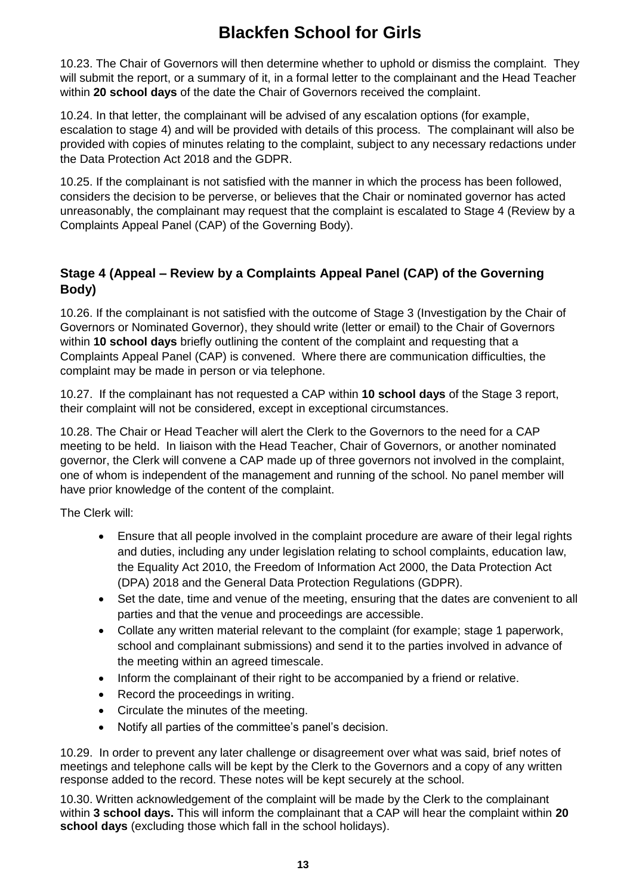10.23. The Chair of Governors will then determine whether to uphold or dismiss the complaint. They will submit the report, or a summary of it, in a formal letter to the complainant and the Head Teacher within **20 school days** of the date the Chair of Governors received the complaint.

10.24. In that letter, the complainant will be advised of any escalation options (for example, escalation to stage 4) and will be provided with details of this process. The complainant will also be provided with copies of minutes relating to the complaint, subject to any necessary redactions under the Data Protection Act 2018 and the GDPR.

10.25. If the complainant is not satisfied with the manner in which the process has been followed, considers the decision to be perverse, or believes that the Chair or nominated governor has acted unreasonably, the complainant may request that the complaint is escalated to Stage 4 (Review by a Complaints Appeal Panel (CAP) of the Governing Body).

### Stage 4 (Appeal – Review by a Complaints Appeal Panel (CAP) of the Governing Body)

10.26. If the complainant is not satisfied with the outcome of Stage 3 (Investigation by the Chair of Governors or Nominated Governor), they should write (letter or email) to the Chair of Governors within **10 school days** briefly outlining the content of the complaint and requesting that a Complaints Appeal Panel (CAP) is convened. Where there are communication difficulties, the complaint may be made in person or via telephone.

10.27. If the complainant has not requested a CAP within **10 school days** of the Stage 3 report, their complaint will not be considered, except in exceptional circumstances.

10.28. The Chair or Head Teacher will alert the Clerk to the Governors to the need for a CAP meeting to be held. In liaison with the Head Teacher, Chair of Governors, or another nominated governor, the Clerk will convene a CAP made up of three governors not involved in the complaint, one of whom is independent of the management and running of the school. No panel member will have prior knowledge of the content of the complaint.

The Clerk will:

- Ensure that all people involved in the complaint procedure are aware of their legal rights and duties, including any under legislation relating to school complaints, education law, the Equality Act 2010, the Freedom of Information Act 2000, the Data Protection Act (DPA) 2018 and the General Data Protection Regulations (GDPR).
- Set the date, time and venue of the meeting, ensuring that the dates are convenient to all parties and that the venue and proceedings are accessible.
- Collate any written material relevant to the complaint (for example; stage 1 paperwork, school and complainant submissions) and send it to the parties involved in advance of the meeting within an agreed timescale.
- Inform the complainant of their right to be accompanied by a friend or relative.
- Record the proceedings in writing.
- Circulate the minutes of the meeting.
- Notify all parties of the committee's panel's decision.

10.29. In order to prevent any later challenge or disagreement over what was said, brief notes of meetings and telephone calls will be kept by the Clerk to the Governors and a copy of any written response added to the record. These notes will be kept securely at the school.

10.30. Written acknowledgement of the complaint will be made by the Clerk to the complainant within **3 school days.** This will inform the complainant that a CAP will hear the complaint within **20 school days** (excluding those which fall in the school holidays).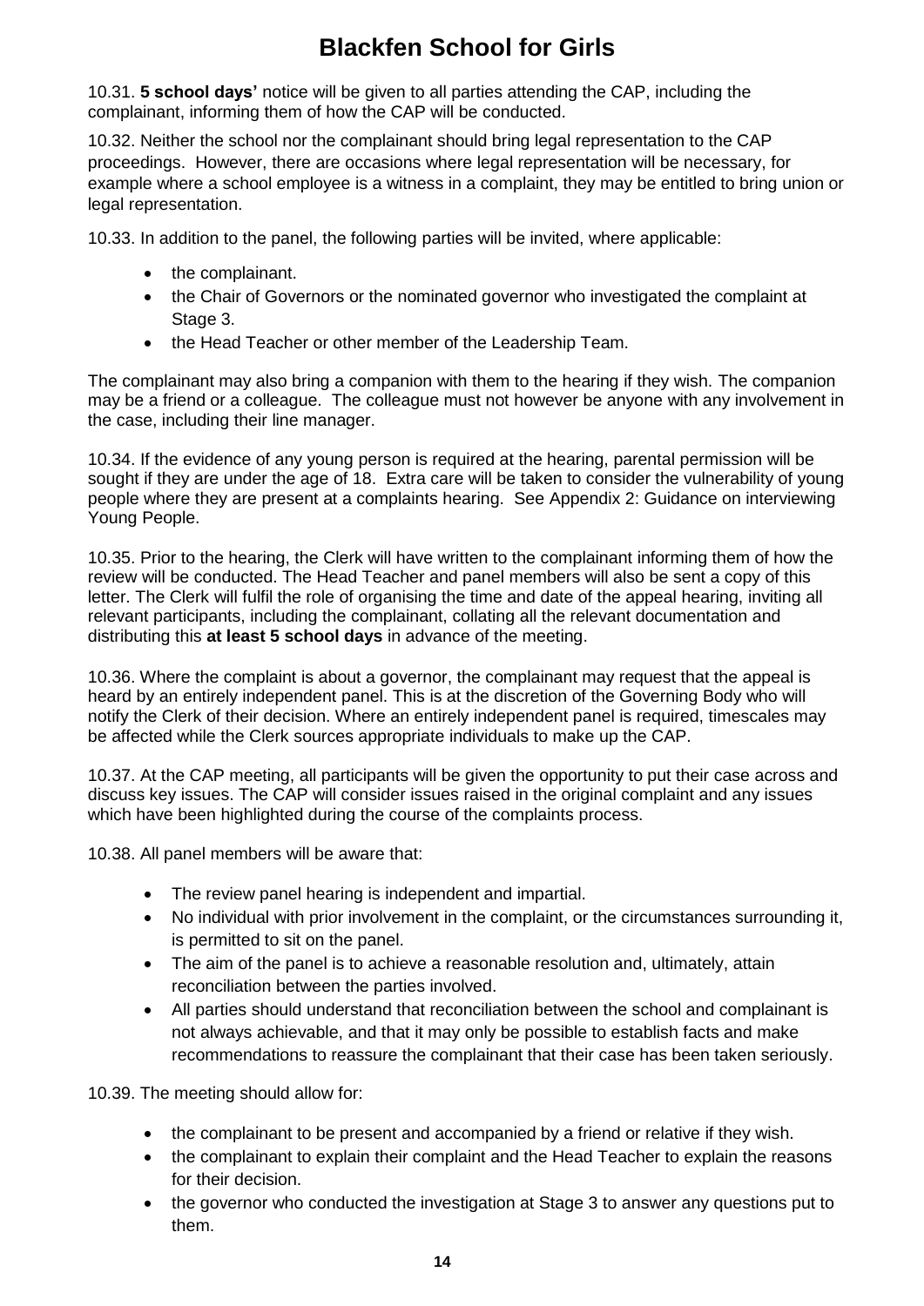10.31. **5 school days'** notice will be given to all parties attending the CAP, including the complainant, informing them of how the CAP will be conducted.

10.32. Neither the school nor the complainant should bring legal representation to the CAP proceedings. However, there are occasions where legal representation will be necessary, for example where a school employee is a witness in a complaint, they may be entitled to bring union or legal representation.

10.33. In addition to the panel, the following parties will be invited, where applicable:

- the complainant.
- the Chair of Governors or the nominated governor who investigated the complaint at Stage 3.
- the Head Teacher or other member of the Leadership Team.

The complainant may also bring a companion with them to the hearing if they wish. The companion may be a friend or a colleague. The colleague must not however be anyone with any involvement in the case, including their line manager.

10.34. If the evidence of any young person is required at the hearing, parental permission will be sought if they are under the age of 18. Extra care will be taken to consider the vulnerability of young people where they are present at a complaints hearing. See Appendix 2: Guidance on interviewing Young People.

10.35. Prior to the hearing, the Clerk will have written to the complainant informing them of how the review will be conducted. The Head Teacher and panel members will also be sent a copy of this letter. The Clerk will fulfil the role of organising the time and date of the appeal hearing, inviting all relevant participants, including the complainant, collating all the relevant documentation and distributing this **at least 5 school days** in advance of the meeting.

10.36. Where the complaint is about a governor, the complainant may request that the appeal is heard by an entirely independent panel. This is at the discretion of the Governing Body who will notify the Clerk of their decision. Where an entirely independent panel is required, timescales may be affected while the Clerk sources appropriate individuals to make up the CAP.

10.37. At the CAP meeting, all participants will be given the opportunity to put their case across and discuss key issues. The CAP will consider issues raised in the original complaint and any issues which have been highlighted during the course of the complaints process.

10.38. All panel members will be aware that:

- The review panel hearing is independent and impartial.
- No individual with prior involvement in the complaint, or the circumstances surrounding it, is permitted to sit on the panel.
- The aim of the panel is to achieve a reasonable resolution and, ultimately, attain reconciliation between the parties involved.
- All parties should understand that reconciliation between the school and complainant is not always achievable, and that it may only be possible to establish facts and make recommendations to reassure the complainant that their case has been taken seriously.

10.39. The meeting should allow for:

- the complainant to be present and accompanied by a friend or relative if they wish.
- the complainant to explain their complaint and the Head Teacher to explain the reasons for their decision.
- the governor who conducted the investigation at Stage 3 to answer any questions put to them.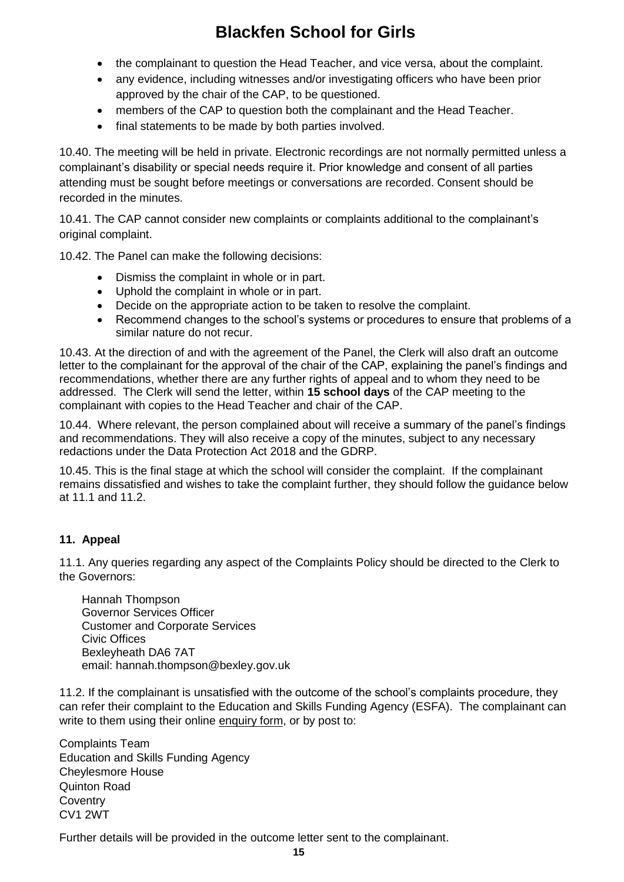- the complainant to question the Head Teacher, and vice versa, about the complaint.
- any evidence, including witnesses and/or investigating officers who have been prior approved by the chair of the CAP, to be questioned.
- members of the CAP to question both the complainant and the Head Teacher.
- final statements to be made by both parties involved.

10.40. The meeting will be held in private. Electronic recordings are not normally permitted unless a complainant's disability or special needs require it. Prior knowledge and consent of all parties attending must be sought before meetings or conversations are recorded. Consent should be recorded in the minutes.

10.41. The CAP cannot consider new complaints or complaints additional to the complainant's original complaint.

10.42. The Panel can make the following decisions:

- Dismiss the complaint in whole or in part.
- Uphold the complaint in whole or in part.
- Decide on the appropriate action to be taken to resolve the complaint.
- Recommend changes to the school's systems or procedures to ensure that problems of a similar nature do not recur.

10.43. At the direction of and with the agreement of the Panel, the Clerk will also draft an outcome letter to the complainant for the approval of the chair of the CAP, explaining the panel's findings and recommendations, whether there are any further rights of appeal and to whom they need to be addressed. The Clerk will send the letter, within **15 school days** of the CAP meeting to the complainant with copies to the Head Teacher and chair of the CAP.

10.44. Where relevant, the person complained about will receive a summary of the panel's findings and recommendations. They will also receive a copy of the minutes, subject to any necessary redactions under the Data Protection Act 2018 and the GDRP.

10.45. This is the final stage at which the school will consider the complaint. If the complainant remains dissatisfied and wishes to take the complaint further, they should follow the guidance below at 11.1 and 11.2.

### 11. Appeal

11.1. Any queries regarding any aspect of the Complaints Policy should be directed to the Clerk to the Governors:

Hannah Thompson
Governor Services Officer
Customer and Corporate Services
Civic Offices
Bexleyheath DA6 7AT
email: hannah.thompson@bexley.gov.uk

11.2. If the complainant is unsatisfied with the outcome of the school's complaints procedure, they can refer their complaint to the Education and Skills Funding Agency (ESFA). The complainant can write to them using their online enquiry form, or by post to:

Complaints Team
Education and Skills Funding Agency
Cheylesmore House
Quinton Road
Coventry
CV1 2WT

Further details will be provided in the outcome letter sent to the complainant.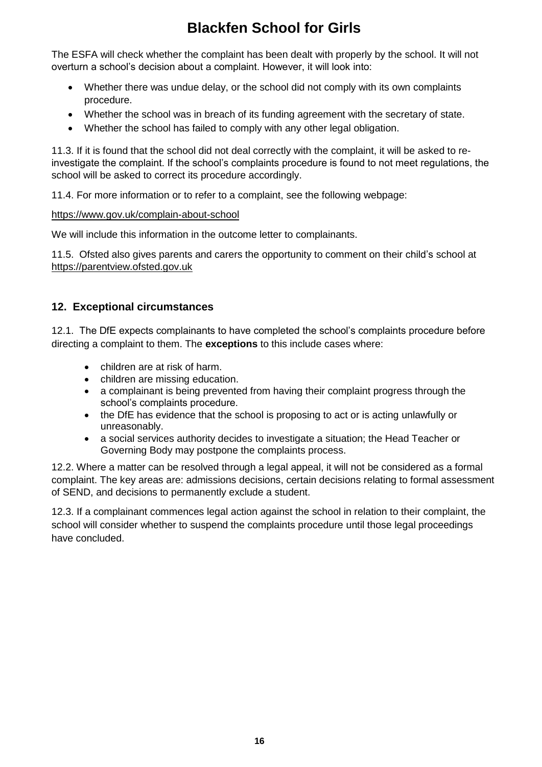The ESFA will check whether the complaint has been dealt with properly by the school. It will not overturn a school's decision about a complaint. However, it will look into:

- Whether there was undue delay, or the school did not comply with its own complaints procedure.
- Whether the school was in breach of its funding agreement with the secretary of state.
- Whether the school has failed to comply with any other legal obligation.

11.3. If it is found that the school did not deal correctly with the complaint, it will be asked to re-investigate the complaint. If the school's complaints procedure is found to not meet regulations, the school will be asked to correct its procedure accordingly.

11.4. For more information or to refer to a complaint, see the following webpage:

https://www.gov.uk/complain-about-school

We will include this information in the outcome letter to complainants.

11.5. Ofsted also gives parents and carers the opportunity to comment on their child's school at https://parentview.ofsted.gov.uk

## 12. Exceptional circumstances

12.1. The DfE expects complainants to have completed the school's complaints procedure before directing a complaint to them. The **exceptions** to this include cases where:

- children are at risk of harm.
- children are missing education.
- a complainant is being prevented from having their complaint progress through the school's complaints procedure.
- the DfE has evidence that the school is proposing to act or is acting unlawfully or unreasonably.
- a social services authority decides to investigate a situation; the Head Teacher or Governing Body may postpone the complaints process.

12.2. Where a matter can be resolved through a legal appeal, it will not be considered as a formal complaint. The key areas are: admissions decisions, certain decisions relating to formal assessment of SEND, and decisions to permanently exclude a student.

12.3. If a complainant commences legal action against the school in relation to their complaint, the school will consider whether to suspend the complaints procedure until those legal proceedings have concluded.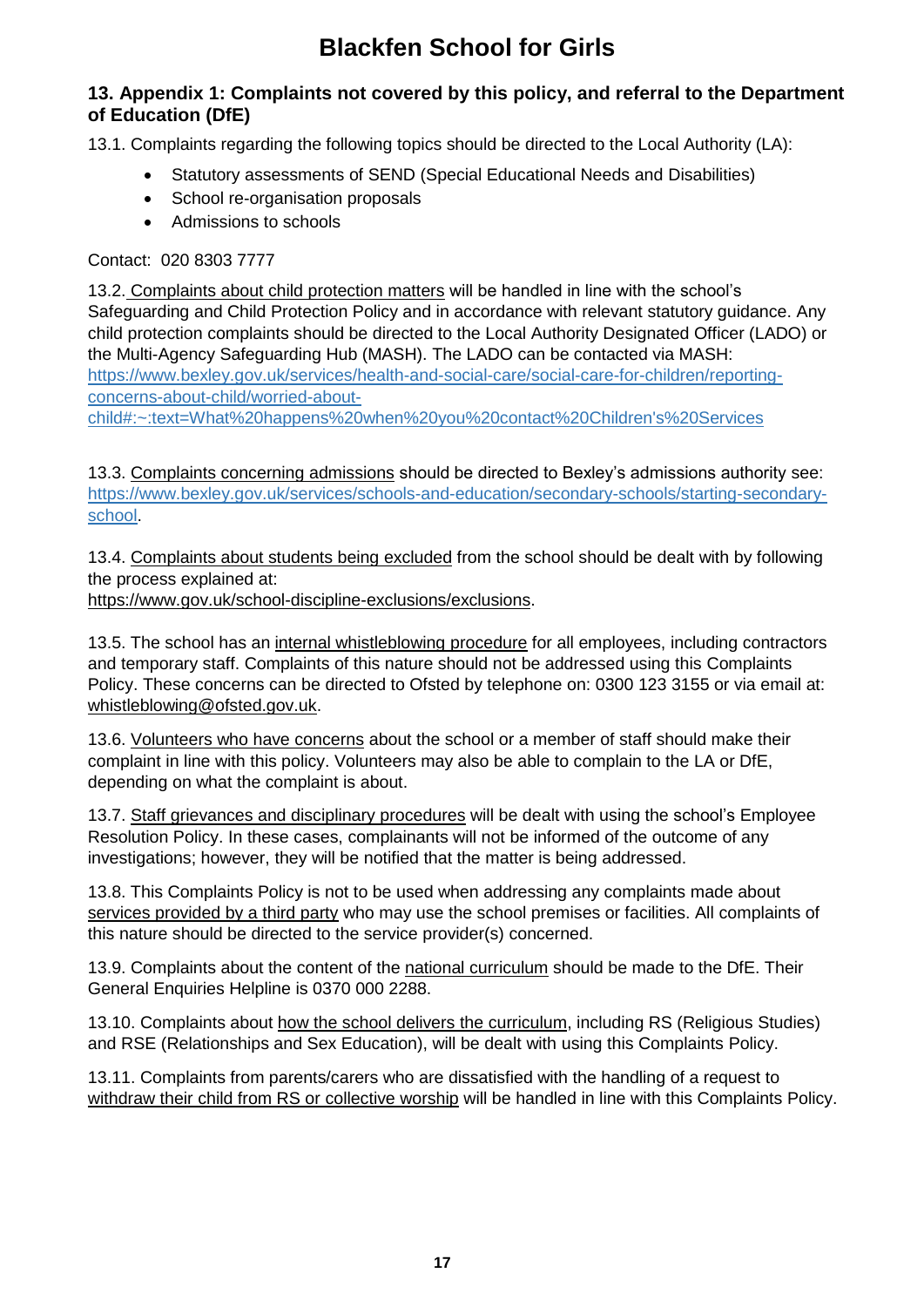## 13. Appendix 1: Complaints not covered by this policy, and referral to the Department of Education (DfE)

13.1. Complaints regarding the following topics should be directed to the Local Authority (LA):

- Statutory assessments of SEND (Special Educational Needs and Disabilities)
- School re-organisation proposals
- Admissions to schools

Contact: 020 8303 7777

13.2. Complaints about child protection matters will be handled in line with the school's Safeguarding and Child Protection Policy and in accordance with relevant statutory guidance. Any child protection complaints should be directed to the Local Authority Designated Officer (LADO) or the Multi-Agency Safeguarding Hub (MASH). The LADO can be contacted via MASH: https://www.bexley.gov.uk/services/health-and-social-care/social-care-for-children/reporting-concerns-about-child/worried-about-child#:~:text=What%20happens%20when%20you%20contact%20Children's%20Services

13.3. Complaints concerning admissions should be directed to Bexley's admissions authority see: https://www.bexley.gov.uk/services/schools-and-education/secondary-schools/starting-secondary-school.

13.4. Complaints about students being excluded from the school should be dealt with by following the process explained at: https://www.gov.uk/school-discipline-exclusions/exclusions.

13.5. The school has an internal whistleblowing procedure for all employees, including contractors and temporary staff. Complaints of this nature should not be addressed using this Complaints Policy. These concerns can be directed to Ofsted by telephone on: 0300 123 3155 or via email at: whistleblowing@ofsted.gov.uk.

13.6. Volunteers who have concerns about the school or a member of staff should make their complaint in line with this policy. Volunteers may also be able to complain to the LA or DfE, depending on what the complaint is about.

13.7. Staff grievances and disciplinary procedures will be dealt with using the school's Employee Resolution Policy. In these cases, complainants will not be informed of the outcome of any investigations; however, they will be notified that the matter is being addressed.

13.8. This Complaints Policy is not to be used when addressing any complaints made about services provided by a third party who may use the school premises or facilities. All complaints of this nature should be directed to the service provider(s) concerned.

13.9. Complaints about the content of the national curriculum should be made to the DfE. Their General Enquiries Helpline is 0370 000 2288.

13.10. Complaints about how the school delivers the curriculum, including RS (Religious Studies) and RSE (Relationships and Sex Education), will be dealt with using this Complaints Policy.

13.11. Complaints from parents/carers who are dissatisfied with the handling of a request to withdraw their child from RS or collective worship will be handled in line with this Complaints Policy.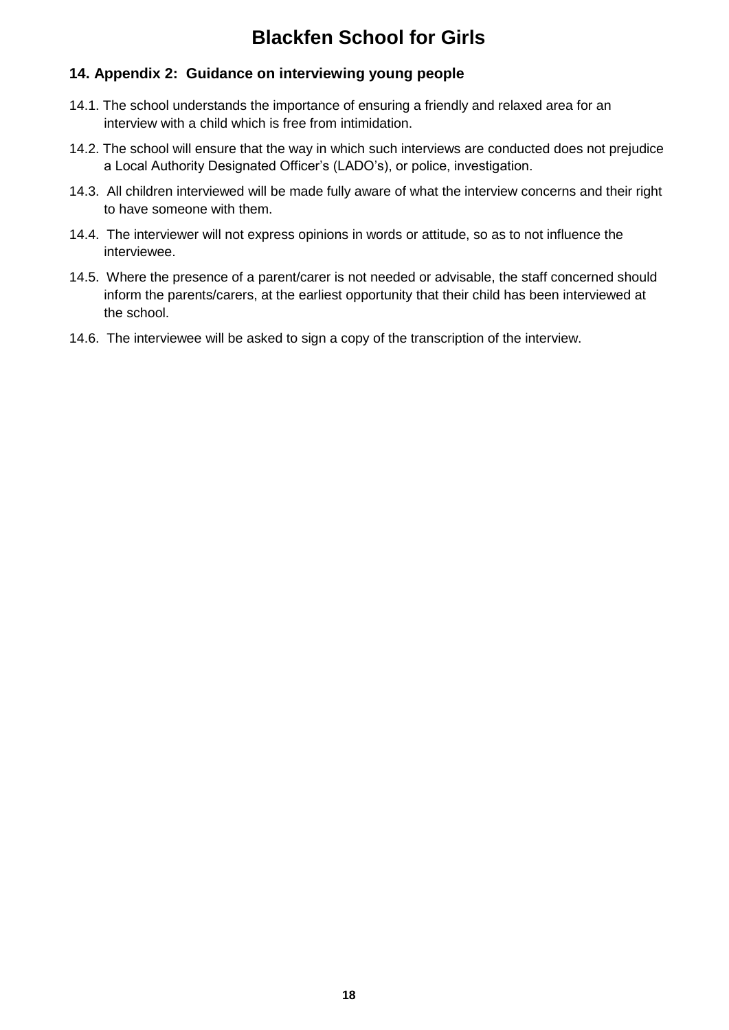## 14. Appendix 2: Guidance on interviewing young people

14.1. The school understands the importance of ensuring a friendly and relaxed area for an interview with a child which is free from intimidation.

14.2. The school will ensure that the way in which such interviews are conducted does not prejudice a Local Authority Designated Officer's (LADO's), or police, investigation.

14.3. All children interviewed will be made fully aware of what the interview concerns and their right to have someone with them.

14.4. The interviewer will not express opinions in words or attitude, so as to not influence the interviewee.

14.5. Where the presence of a parent/carer is not needed or advisable, the staff concerned should inform the parents/carers, at the earliest opportunity that their child has been interviewed at the school.

14.6. The interviewee will be asked to sign a copy of the transcription of the interview.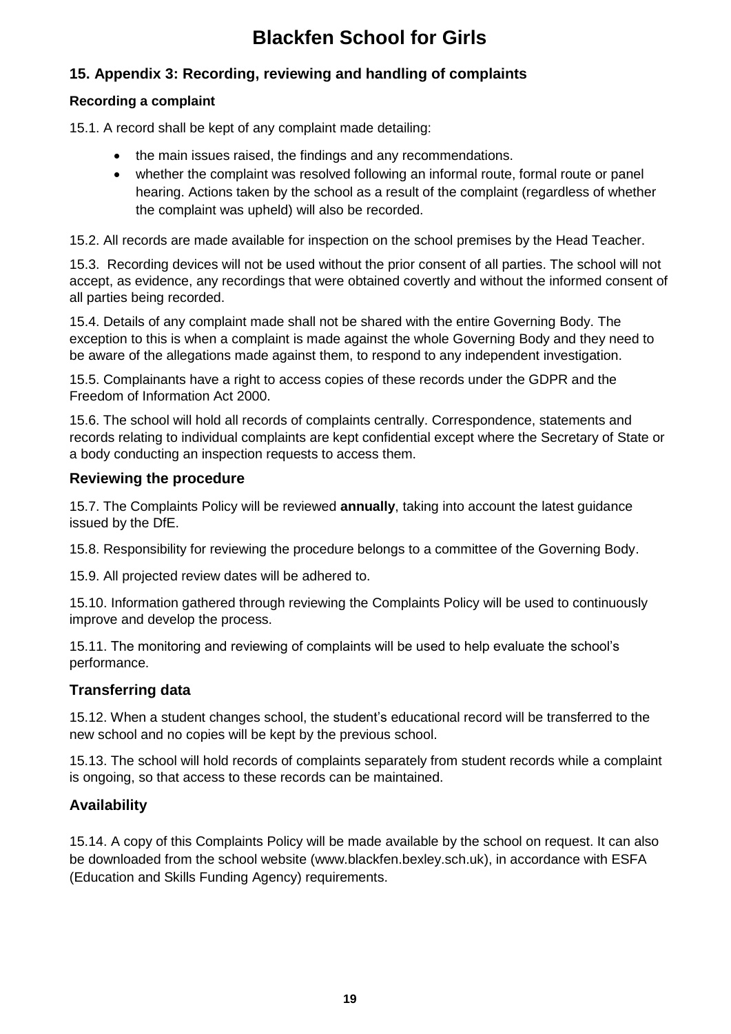## 15. Appendix 3: Recording, reviewing and handling of complaints

### Recording a complaint

15.1. A record shall be kept of any complaint made detailing:

- the main issues raised, the findings and any recommendations.
- whether the complaint was resolved following an informal route, formal route or panel hearing. Actions taken by the school as a result of the complaint (regardless of whether the complaint was upheld) will also be recorded.

15.2. All records are made available for inspection on the school premises by the Head Teacher.

15.3. Recording devices will not be used without the prior consent of all parties. The school will not accept, as evidence, any recordings that were obtained covertly and without the informed consent of all parties being recorded.

15.4. Details of any complaint made shall not be shared with the entire Governing Body. The exception to this is when a complaint is made against the whole Governing Body and they need to be aware of the allegations made against them, to respond to any independent investigation.

15.5. Complainants have a right to access copies of these records under the GDPR and the Freedom of Information Act 2000.

15.6. The school will hold all records of complaints centrally. Correspondence, statements and records relating to individual complaints are kept confidential except where the Secretary of State or a body conducting an inspection requests to access them.

### Reviewing the procedure

15.7. The Complaints Policy will be reviewed **annually**, taking into account the latest guidance issued by the DfE.

15.8. Responsibility for reviewing the procedure belongs to a committee of the Governing Body.

15.9. All projected review dates will be adhered to.

15.10. Information gathered through reviewing the Complaints Policy will be used to continuously improve and develop the process.

15.11. The monitoring and reviewing of complaints will be used to help evaluate the school's performance.

### Transferring data

15.12. When a student changes school, the student's educational record will be transferred to the new school and no copies will be kept by the previous school.

15.13. The school will hold records of complaints separately from student records while a complaint is ongoing, so that access to these records can be maintained.

### Availability

15.14. A copy of this Complaints Policy will be made available by the school on request. It can also be downloaded from the school website (www.blackfen.bexley.sch.uk), in accordance with ESFA (Education and Skills Funding Agency) requirements.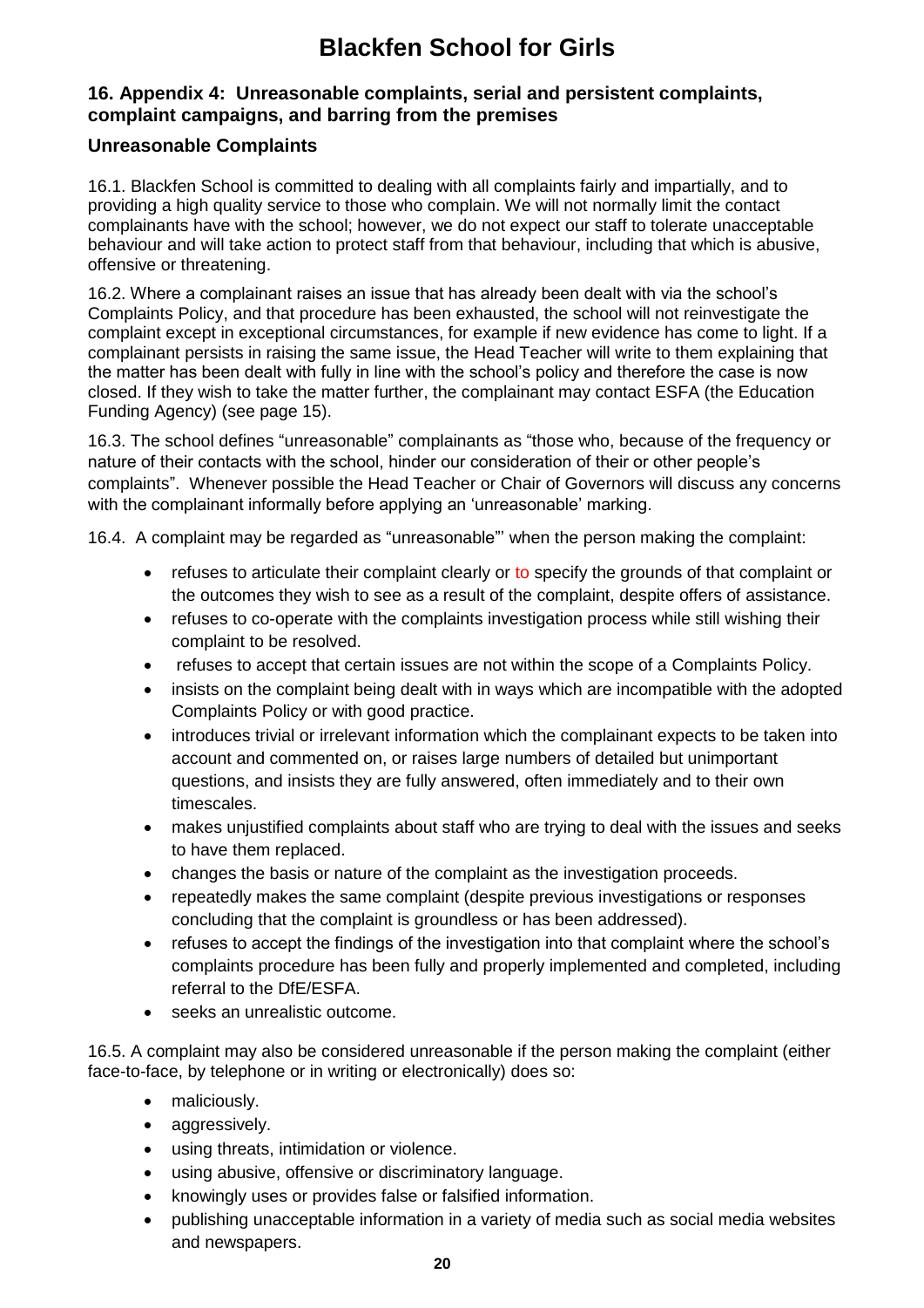## 16. Appendix 4: Unreasonable complaints, serial and persistent complaints, complaint campaigns, and barring from the premises

### Unreasonable Complaints

16.1. Blackfen School is committed to dealing with all complaints fairly and impartially, and to providing a high quality service to those who complain. We will not normally limit the contact complainants have with the school; however, we do not expect our staff to tolerate unacceptable behaviour and will take action to protect staff from that behaviour, including that which is abusive, offensive or threatening.

16.2. Where a complainant raises an issue that has already been dealt with via the school's Complaints Policy, and that procedure has been exhausted, the school will not reinvestigate the complaint except in exceptional circumstances, for example if new evidence has come to light. If a complainant persists in raising the same issue, the Head Teacher will write to them explaining that the matter has been dealt with fully in line with the school's policy and therefore the case is now closed. If they wish to take the matter further, the complainant may contact ESFA (the Education Funding Agency) (see page 15).

16.3. The school defines "unreasonable" complainants as "those who, because of the frequency or nature of their contacts with the school, hinder our consideration of their or other people's complaints". Whenever possible the Head Teacher or Chair of Governors will discuss any concerns with the complainant informally before applying an 'unreasonable' marking.

16.4. A complaint may be regarded as "unreasonable"' when the person making the complaint:

- refuses to articulate their complaint clearly or to specify the grounds of that complaint or the outcomes they wish to see as a result of the complaint, despite offers of assistance.
- refuses to co-operate with the complaints investigation process while still wishing their complaint to be resolved.
- refuses to accept that certain issues are not within the scope of a Complaints Policy.
- insists on the complaint being dealt with in ways which are incompatible with the adopted Complaints Policy or with good practice.
- introduces trivial or irrelevant information which the complainant expects to be taken into account and commented on, or raises large numbers of detailed but unimportant questions, and insists they are fully answered, often immediately and to their own timescales.
- makes unjustified complaints about staff who are trying to deal with the issues and seeks to have them replaced.
- changes the basis or nature of the complaint as the investigation proceeds.
- repeatedly makes the same complaint (despite previous investigations or responses concluding that the complaint is groundless or has been addressed).
- refuses to accept the findings of the investigation into that complaint where the school's complaints procedure has been fully and properly implemented and completed, including referral to the DfE/ESFA.
- seeks an unrealistic outcome.

16.5. A complaint may also be considered unreasonable if the person making the complaint (either face-to-face, by telephone or in writing or electronically) does so:

- maliciously.
- aggressively.
- using threats, intimidation or violence.
- using abusive, offensive or discriminatory language.
- knowingly uses or provides false or falsified information.
- publishing unacceptable information in a variety of media such as social media websites and newspapers.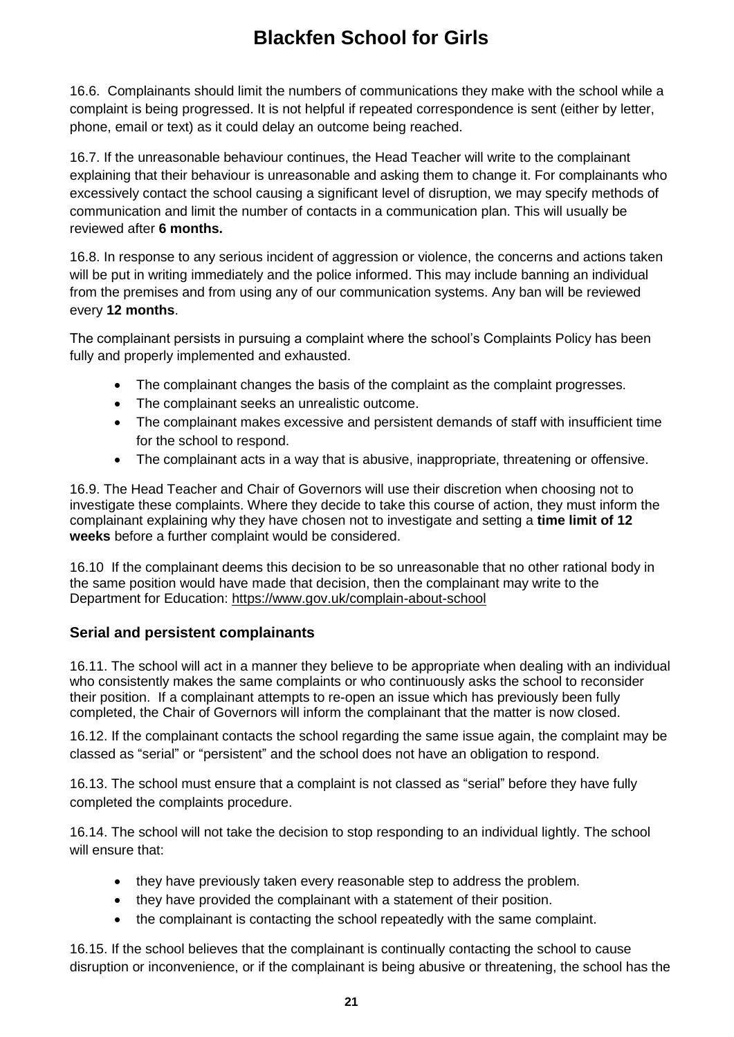16.6. Complainants should limit the numbers of communications they make with the school while a complaint is being progressed. It is not helpful if repeated correspondence is sent (either by letter, phone, email or text) as it could delay an outcome being reached.

16.7. If the unreasonable behaviour continues, the Head Teacher will write to the complainant explaining that their behaviour is unreasonable and asking them to change it. For complainants who excessively contact the school causing a significant level of disruption, we may specify methods of communication and limit the number of contacts in a communication plan. This will usually be reviewed after **6 months.**

16.8. In response to any serious incident of aggression or violence, the concerns and actions taken will be put in writing immediately and the police informed. This may include banning an individual from the premises and from using any of our communication systems. Any ban will be reviewed every **12 months**.

The complainant persists in pursuing a complaint where the school's Complaints Policy has been fully and properly implemented and exhausted.

- The complainant changes the basis of the complaint as the complaint progresses.
- The complainant seeks an unrealistic outcome.
- The complainant makes excessive and persistent demands of staff with insufficient time for the school to respond.
- The complainant acts in a way that is abusive, inappropriate, threatening or offensive.

16.9. The Head Teacher and Chair of Governors will use their discretion when choosing not to investigate these complaints. Where they decide to take this course of action, they must inform the complainant explaining why they have chosen not to investigate and setting a **time limit of 12 weeks** before a further complaint would be considered.

16.10 If the complainant deems this decision to be so unreasonable that no other rational body in the same position would have made that decision, then the complainant may write to the Department for Education: https://www.gov.uk/complain-about-school

### Serial and persistent complainants

16.11. The school will act in a manner they believe to be appropriate when dealing with an individual who consistently makes the same complaints or who continuously asks the school to reconsider their position. If a complainant attempts to re-open an issue which has previously been fully completed, the Chair of Governors will inform the complainant that the matter is now closed.

16.12. If the complainant contacts the school regarding the same issue again, the complaint may be classed as "serial" or "persistent" and the school does not have an obligation to respond.

16.13. The school must ensure that a complaint is not classed as "serial" before they have fully completed the complaints procedure.

16.14. The school will not take the decision to stop responding to an individual lightly. The school will ensure that:

- they have previously taken every reasonable step to address the problem.
- they have provided the complainant with a statement of their position.
- the complainant is contacting the school repeatedly with the same complaint.

16.15. If the school believes that the complainant is continually contacting the school to cause disruption or inconvenience, or if the complainant is being abusive or threatening, the school has the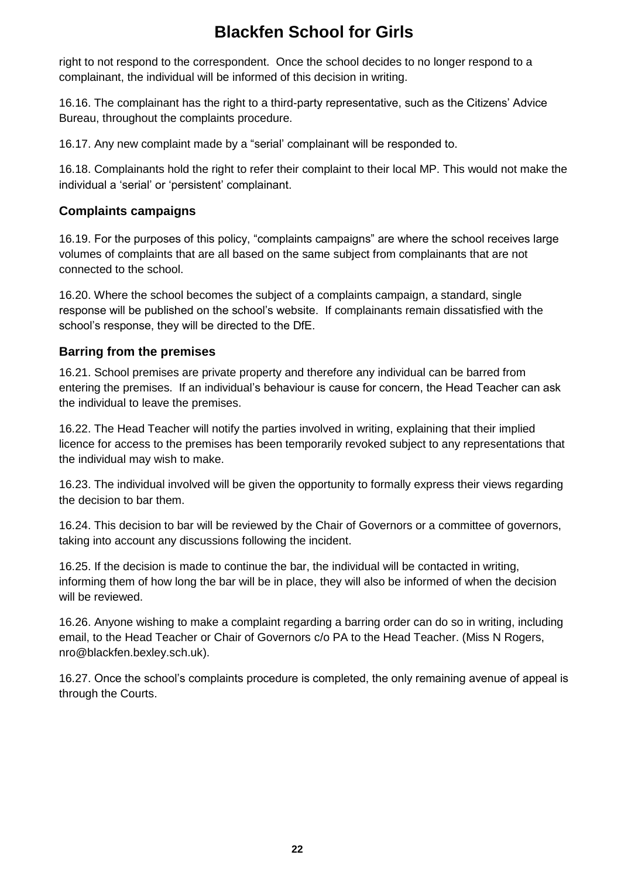right to not respond to the correspondent.  Once the school decides to no longer respond to a complainant, the individual will be informed of this decision in writing.

16.16. The complainant has the right to a third-party representative, such as the Citizens' Advice Bureau, throughout the complaints procedure.

16.17. Any new complaint made by a "serial' complainant will be responded to.

16.18. Complainants hold the right to refer their complaint to their local MP. This would not make the individual a 'serial' or 'persistent' complainant.

### Complaints campaigns

16.19. For the purposes of this policy, "complaints campaigns" are where the school receives large volumes of complaints that are all based on the same subject from complainants that are not connected to the school.

16.20. Where the school becomes the subject of a complaints campaign, a standard, single response will be published on the school's website.  If complainants remain dissatisfied with the school's response, they will be directed to the DfE.

### Barring from the premises

16.21. School premises are private property and therefore any individual can be barred from entering the premises.  If an individual's behaviour is cause for concern, the Head Teacher can ask the individual to leave the premises.

16.22. The Head Teacher will notify the parties involved in writing, explaining that their implied licence for access to the premises has been temporarily revoked subject to any representations that the individual may wish to make.

16.23. The individual involved will be given the opportunity to formally express their views regarding the decision to bar them.

16.24. This decision to bar will be reviewed by the Chair of Governors or a committee of governors, taking into account any discussions following the incident.

16.25. If the decision is made to continue the bar, the individual will be contacted in writing, informing them of how long the bar will be in place, they will also be informed of when the decision will be reviewed.

16.26. Anyone wishing to make a complaint regarding a barring order can do so in writing, including email, to the Head Teacher or Chair of Governors c/o PA to the Head Teacher. (Miss N Rogers, nro@blackfen.bexley.sch.uk).

16.27. Once the school's complaints procedure is completed, the only remaining avenue of appeal is through the Courts.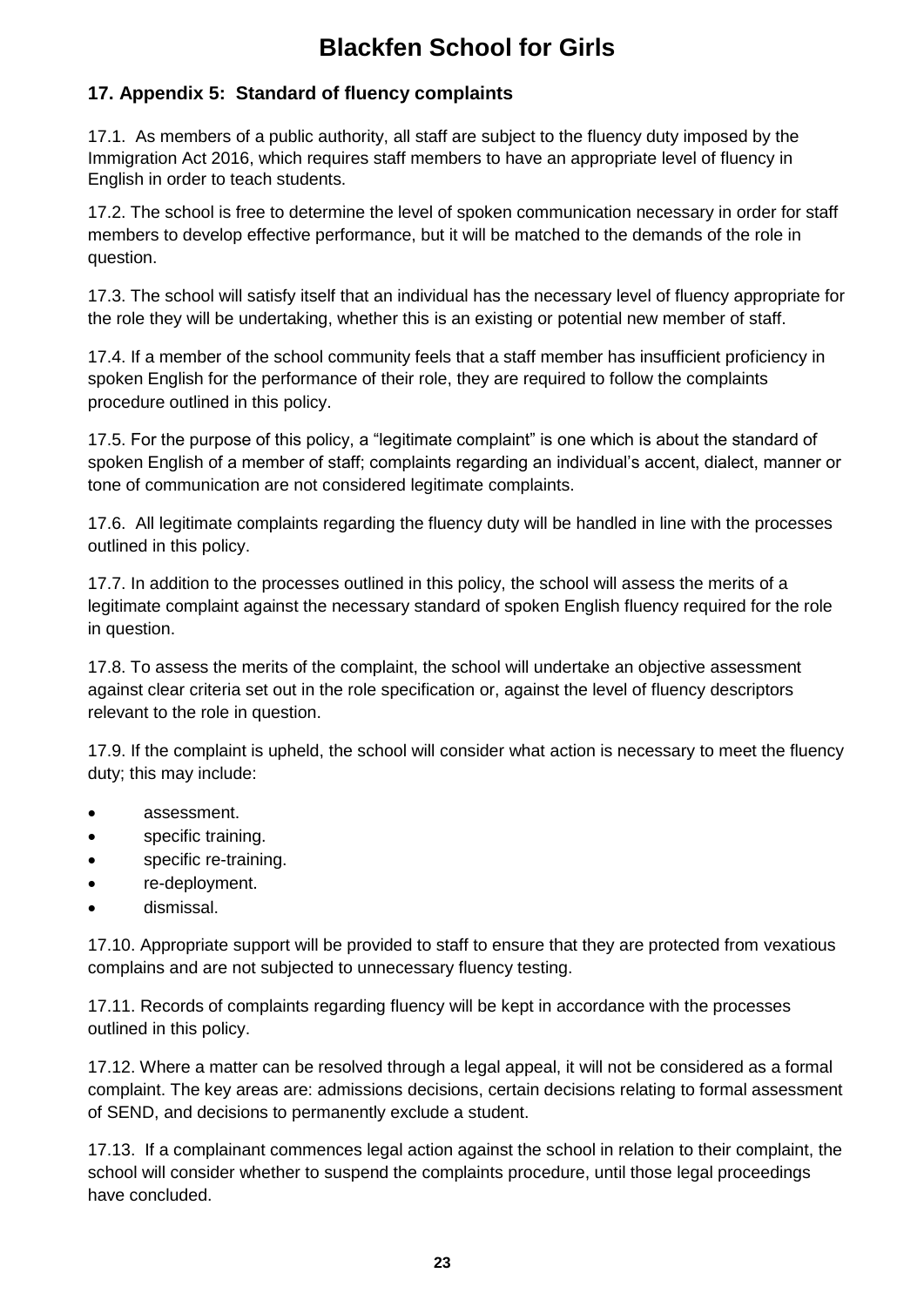## 17. Appendix 5: Standard of fluency complaints

17.1. As members of a public authority, all staff are subject to the fluency duty imposed by the Immigration Act 2016, which requires staff members to have an appropriate level of fluency in English in order to teach students.

17.2. The school is free to determine the level of spoken communication necessary in order for staff members to develop effective performance, but it will be matched to the demands of the role in question.

17.3. The school will satisfy itself that an individual has the necessary level of fluency appropriate for the role they will be undertaking, whether this is an existing or potential new member of staff.

17.4. If a member of the school community feels that a staff member has insufficient proficiency in spoken English for the performance of their role, they are required to follow the complaints procedure outlined in this policy.

17.5. For the purpose of this policy, a "legitimate complaint" is one which is about the standard of spoken English of a member of staff; complaints regarding an individual's accent, dialect, manner or tone of communication are not considered legitimate complaints.

17.6. All legitimate complaints regarding the fluency duty will be handled in line with the processes outlined in this policy.

17.7. In addition to the processes outlined in this policy, the school will assess the merits of a legitimate complaint against the necessary standard of spoken English fluency required for the role in question.

17.8. To assess the merits of the complaint, the school will undertake an objective assessment against clear criteria set out in the role specification or, against the level of fluency descriptors relevant to the role in question.

17.9. If the complaint is upheld, the school will consider what action is necessary to meet the fluency duty; this may include:

- assessment.
- specific training.
- specific re-training.
- re-deployment.
- dismissal.

17.10. Appropriate support will be provided to staff to ensure that they are protected from vexatious complains and are not subjected to unnecessary fluency testing.

17.11. Records of complaints regarding fluency will be kept in accordance with the processes outlined in this policy.

17.12. Where a matter can be resolved through a legal appeal, it will not be considered as a formal complaint. The key areas are: admissions decisions, certain decisions relating to formal assessment of SEND, and decisions to permanently exclude a student.

17.13. If a complainant commences legal action against the school in relation to their complaint, the school will consider whether to suspend the complaints procedure, until those legal proceedings have concluded.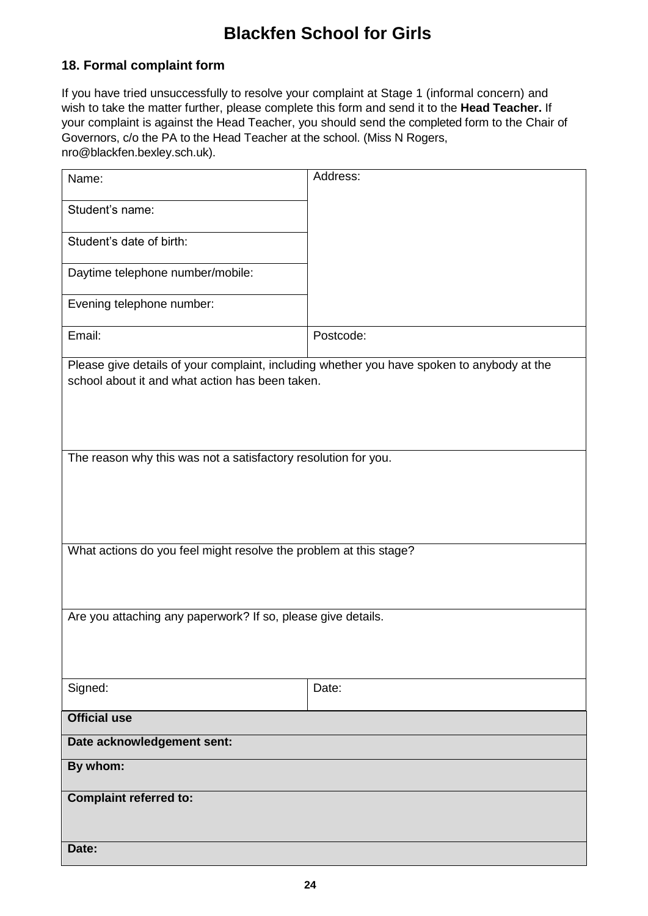# Blackfen School for Girls

## 18. Formal complaint form

If you have tried unsuccessfully to resolve your complaint at Stage 1 (informal concern) and wish to take the matter further, please complete this form and send it to the **Head Teacher.** If your complaint is against the Head Teacher, you should send the completed form to the Chair of Governors, c/o the PA to the Head Teacher at the school. (Miss N Rogers, nro@blackfen.bexley.sch.uk).

| Name: | Address: |
|---|---|
| Student's name: | |
| Student's date of birth: | |
| Daytime telephone number/mobile: | |
| Evening telephone number: | |
| Email: | Postcode: |
| Please give details of your complaint, including whether you have spoken to anybody at the school about it and what action has been taken. | |
| The reason why this was not a satisfactory resolution for you. | |
| What actions do you feel might resolve the problem at this stage? | |
| Are you attaching any paperwork? If so, please give details. | |
| Signed: | Date: |

| **Official use** |
|---|
| **Date acknowledgement sent:** |
| **By whom:** |
| **Complaint referred to:** |
| **Date:** |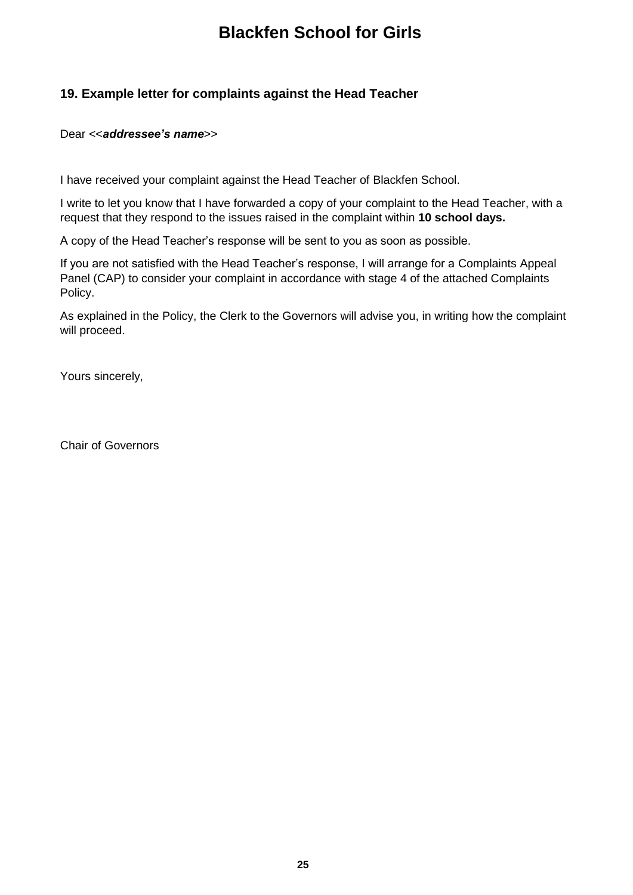## 19. Example letter for complaints against the Head Teacher

Dear <<***addressee's name***>>

I have received your complaint against the Head Teacher of Blackfen School.

I write to let you know that I have forwarded a copy of your complaint to the Head Teacher, with a request that they respond to the issues raised in the complaint within **10 school days.**

A copy of the Head Teacher's response will be sent to you as soon as possible.

If you are not satisfied with the Head Teacher's response, I will arrange for a Complaints Appeal Panel (CAP) to consider your complaint in accordance with stage 4 of the attached Complaints Policy.

As explained in the Policy, the Clerk to the Governors will advise you, in writing how the complaint will proceed.

Yours sincerely,

Chair of Governors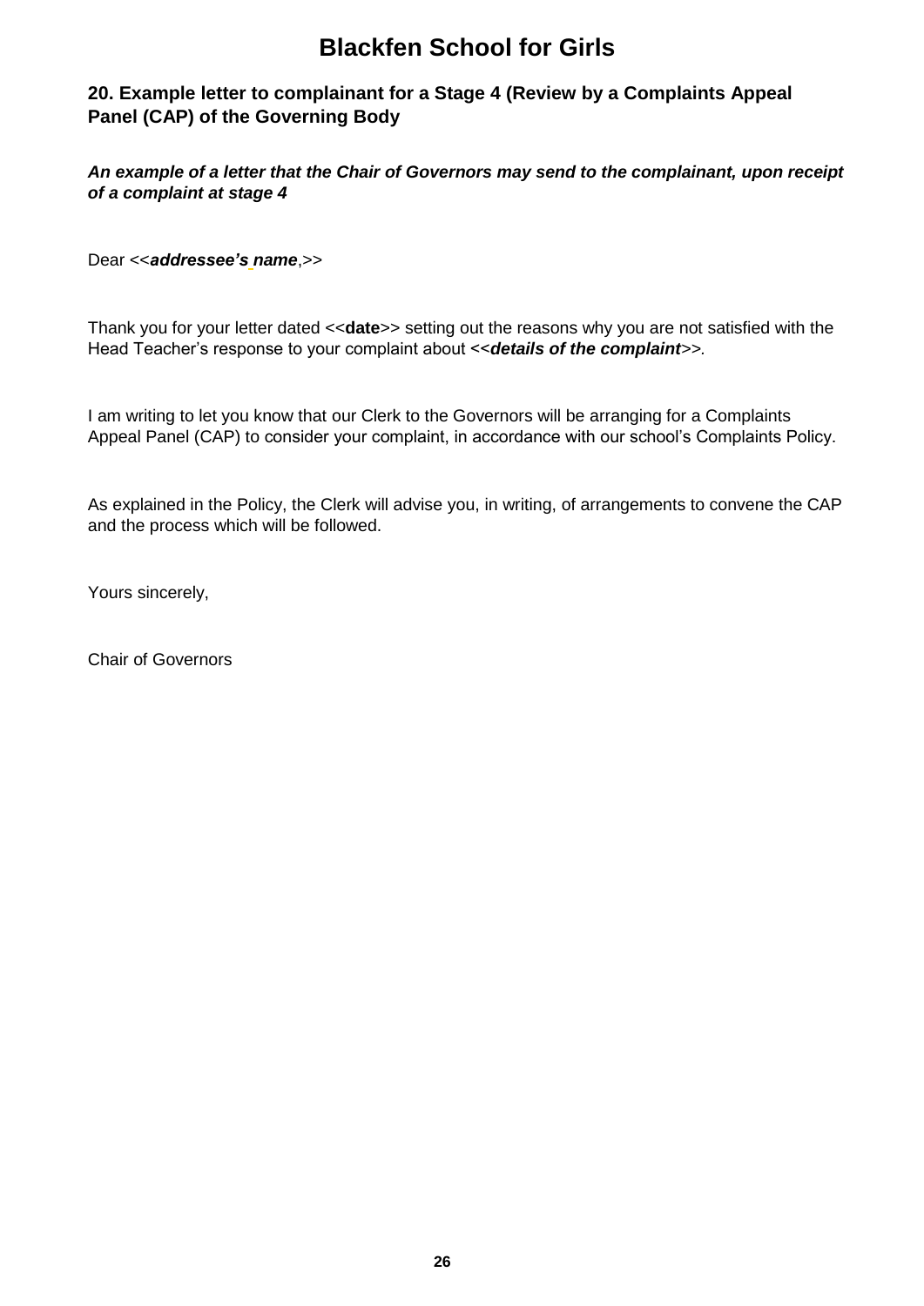# Blackfen School for Girls

## 20. Example letter to complainant for a Stage 4 (Review by a Complaints Appeal Panel (CAP) of the Governing Body

***An example of a letter that the Chair of Governors may send to the complainant, upon receipt of a complaint at stage 4***

Dear <<***addressee's name***,>>

Thank you for your letter dated <<**date**>> setting out the reasons why you are not satisfied with the Head Teacher's response to your complaint about <<***details of the complaint***>>.

I am writing to let you know that our Clerk to the Governors will be arranging for a Complaints Appeal Panel (CAP) to consider your complaint, in accordance with our school's Complaints Policy.

As explained in the Policy, the Clerk will advise you, in writing, of arrangements to convene the CAP and the process which will be followed.

Yours sincerely,

Chair of Governors